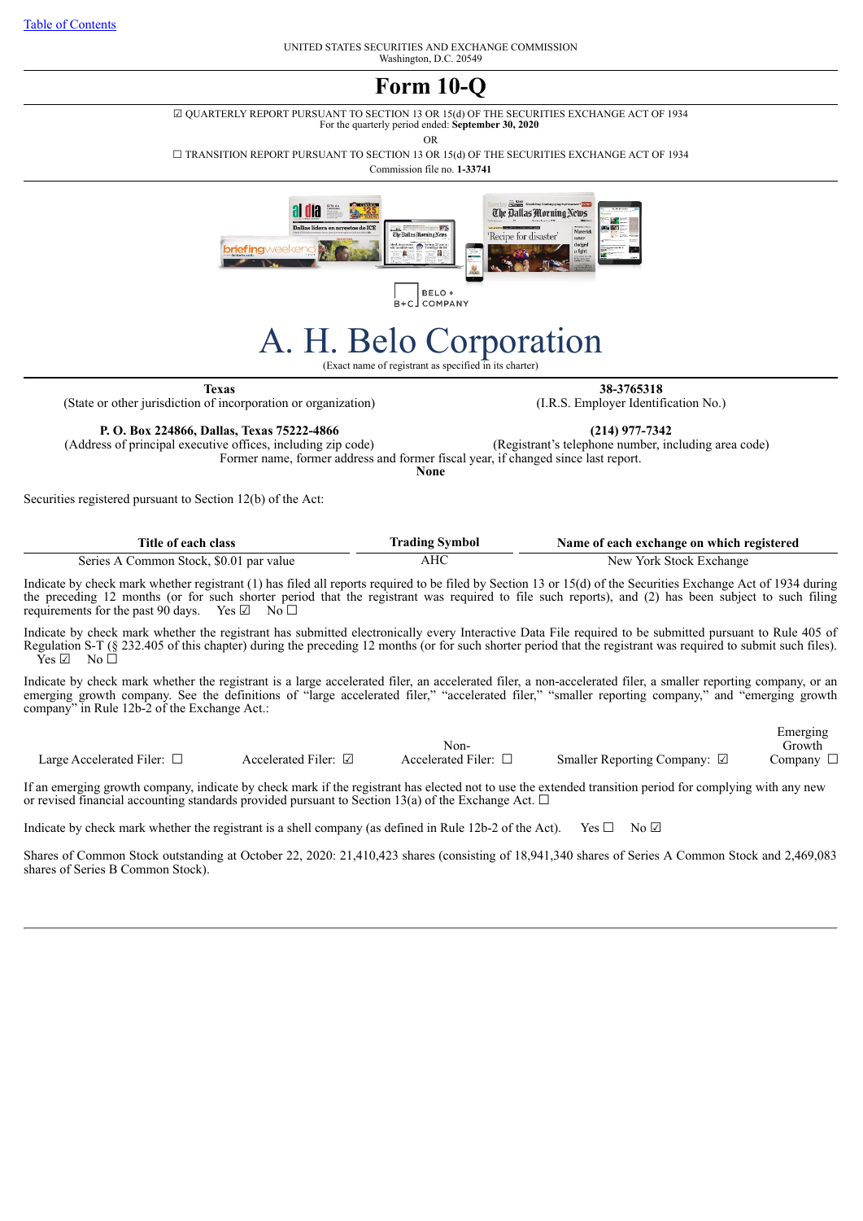Table of Contents

UNITED STATES SECURITIES AND EXCHANGE COMMISSION
Washington, D.C. 20549

# Form 10-Q

☑ QUARTERLY REPORT PURSUANT TO SECTION 13 OR 15(d) OF THE SECURITIES EXCHANGE ACT OF 1934
For the quarterly period ended: **September 30, 2020**

OR

☐ TRANSITION REPORT PURSUANT TO SECTION 13 OR 15(d) OF THE SECURITIES EXCHANGE ACT OF 1934

Commission file no. **1-33741**

# A. H. Belo Corporation

(Exact name of registrant as specified in its charter)

| **Texas** | **38-3765318** |
|---|---|
| (State or other jurisdiction of incorporation or organization) | (I.R.S. Employer Identification No.) |
| **P. O. Box 224866, Dallas, Texas 75222-4866** | **(214) 977-7342** |
| (Address of principal executive offices, including zip code) | (Registrant's telephone number, including area code) |

Former name, former address and former fiscal year, if changed since last report.
**None**

Securities registered pursuant to Section 12(b) of the Act:

| Title of each class | Trading Symbol | Name of each exchange on which registered |
|---|---|---|
| Series A Common Stock, $0.01 par value | AHC | New York Stock Exchange |

Indicate by check mark whether registrant (1) has filed all reports required to be filed by Section 13 or 15(d) of the Securities Exchange Act of 1934 during the preceding 12 months (or for such shorter period that the registrant was required to file such reports), and (2) has been subject to such filing requirements for the past 90 days. Yes ☑ No ☐

Indicate by check mark whether the registrant has submitted electronically every Interactive Data File required to be submitted pursuant to Rule 405 of Regulation S-T (§ 232.405 of this chapter) during the preceding 12 months (or for such shorter period that the registrant was required to submit such files). Yes ☑ No ☐

Indicate by check mark whether the registrant is a large accelerated filer, an accelerated filer, a non-accelerated filer, a smaller reporting company, or an emerging growth company. See the definitions of "large accelerated filer," "accelerated filer," "smaller reporting company," and "emerging growth company" in Rule 12b-2 of the Exchange Act.:

| Large Accelerated Filer: ☐ | Accelerated Filer: ☑ | Non-Accelerated Filer: ☐ | Smaller Reporting Company: ☑ | Emerging Growth Company ☐ |
|---|---|---|---|---|

If an emerging growth company, indicate by check mark if the registrant has elected not to use the extended transition period for complying with any new or revised financial accounting standards provided pursuant to Section 13(a) of the Exchange Act. ☐

Indicate by check mark whether the registrant is a shell company (as defined in Rule 12b-2 of the Act). Yes ☐ No ☑

Shares of Common Stock outstanding at October 22, 2020: 21,410,423 shares (consisting of 18,941,340 shares of Series A Common Stock and 2,469,083 shares of Series B Common Stock).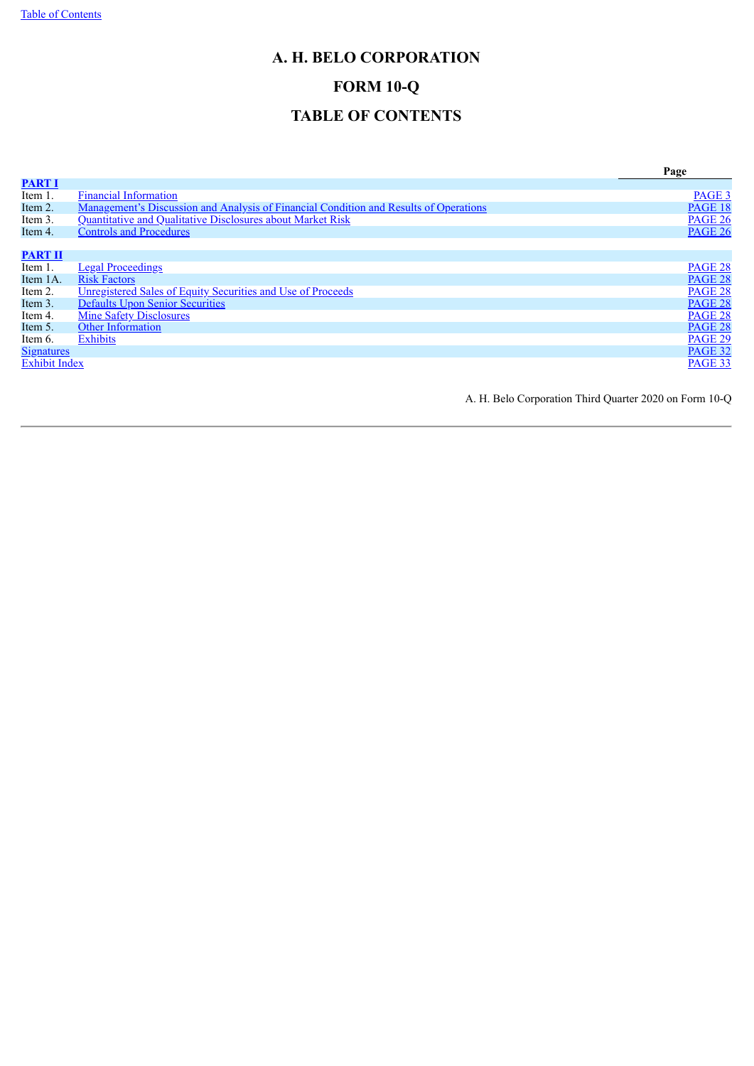# A. H. BELO CORPORATION

# FORM 10-Q

# TABLE OF CONTENTS

| | | Page |
|---|---|---|
| **PART I** | | |
| Item 1. | Financial Information | PAGE 3 |
| Item 2. | Management's Discussion and Analysis of Financial Condition and Results of Operations | PAGE 18 |
| Item 3. | Quantitative and Qualitative Disclosures about Market Risk | PAGE 26 |
| Item 4. | Controls and Procedures | PAGE 26 |
| **PART II** | | |
| Item 1. | Legal Proceedings | PAGE 28 |
| Item 1A. | Risk Factors | PAGE 28 |
| Item 2. | Unregistered Sales of Equity Securities and Use of Proceeds | PAGE 28 |
| Item 3. | Defaults Upon Senior Securities | PAGE 28 |
| Item 4. | Mine Safety Disclosures | PAGE 28 |
| Item 5. | Other Information | PAGE 28 |
| Item 6. | Exhibits | PAGE 29 |
| Signatures | | PAGE 32 |
| Exhibit Index | | PAGE 33 |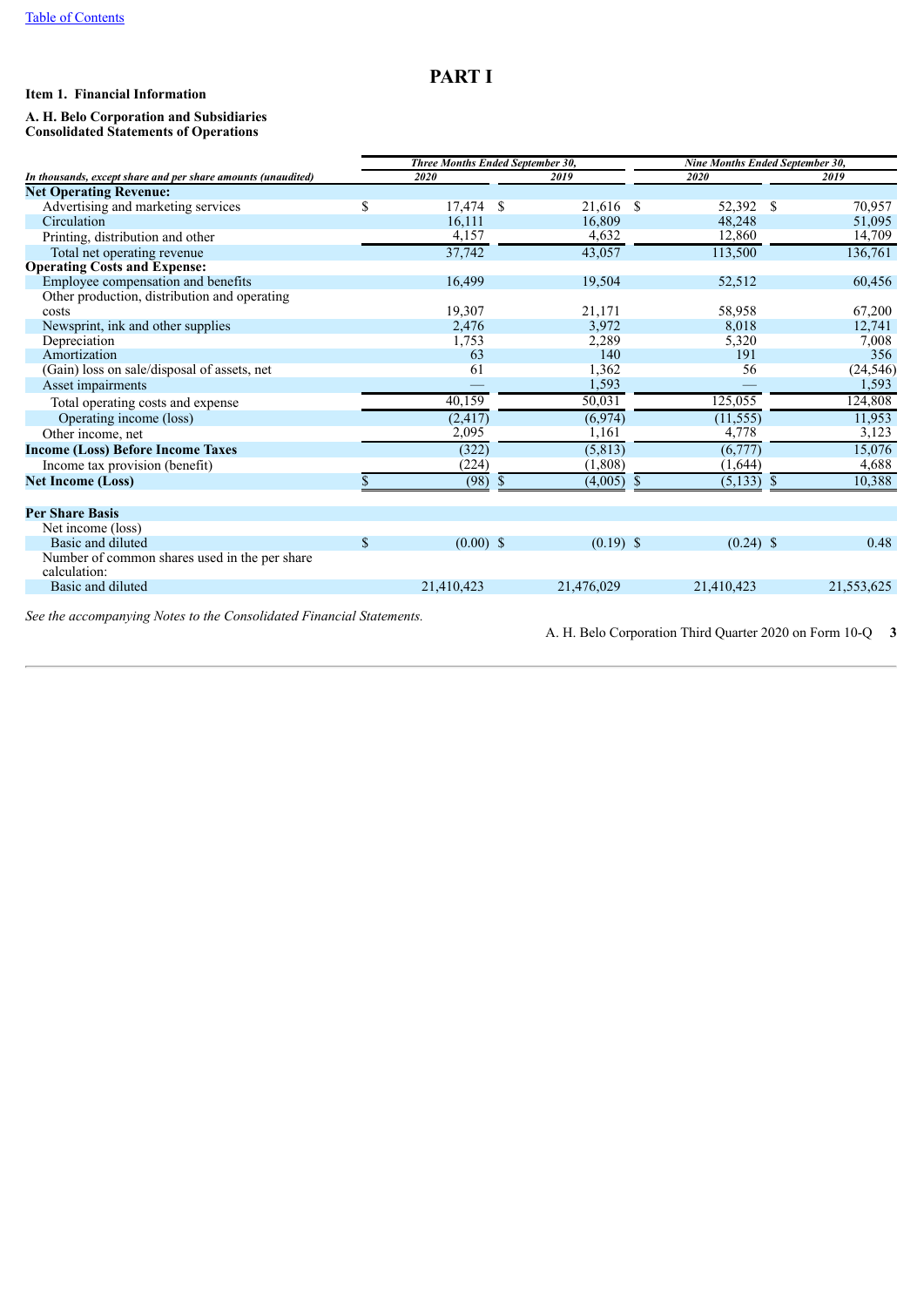# PART I

**Item 1. Financial Information**

**A. H. Belo Corporation and Subsidiaries**
**Consolidated Statements of Operations**

| *In thousands, except share and per share amounts (unaudited)* | *Three Months Ended September 30,* 2020 | 2019 | *Nine Months Ended September 30,* 2020 | 2019 |
|---|---|---|---|---|
| **Net Operating Revenue:** | | | | |
| Advertising and marketing services | $ 17,474 | $ 21,616 | $ 52,392 | $ 70,957 |
| Circulation | 16,111 | 16,809 | 48,248 | 51,095 |
| Printing, distribution and other | 4,157 | 4,632 | 12,860 | 14,709 |
| Total net operating revenue | 37,742 | 43,057 | 113,500 | 136,761 |
| **Operating Costs and Expense:** | | | | |
| Employee compensation and benefits | 16,499 | 19,504 | 52,512 | 60,456 |
| Other production, distribution and operating costs | 19,307 | 21,171 | 58,958 | 67,200 |
| Newsprint, ink and other supplies | 2,476 | 3,972 | 8,018 | 12,741 |
| Depreciation | 1,753 | 2,289 | 5,320 | 7,008 |
| Amortization | 63 | 140 | 191 | 356 |
| (Gain) loss on sale/disposal of assets, net | 61 | 1,362 | 56 | (24,546) |
| Asset impairments | — | 1,593 | — | 1,593 |
| Total operating costs and expense | 40,159 | 50,031 | 125,055 | 124,808 |
| Operating income (loss) | (2,417) | (6,974) | (11,555) | 11,953 |
| Other income, net | 2,095 | 1,161 | 4,778 | 3,123 |
| **Income (Loss) Before Income Taxes** | (322) | (5,813) | (6,777) | 15,076 |
| Income tax provision (benefit) | (224) | (1,808) | (1,644) | 4,688 |
| **Net Income (Loss)** | $ (98) | $ (4,005) | $ (5,133) | $ 10,388 |
| | | | | |
| **Per Share Basis** | | | | |
| Net income (loss) | | | | |
| Basic and diluted | $ (0.00) | $ (0.19) | $ (0.24) | $ 0.48 |
| Number of common shares used in the per share calculation: | | | | |
| Basic and diluted | 21,410,423 | 21,476,029 | 21,410,423 | 21,553,625 |

*See the accompanying Notes to the Consolidated Financial Statements.*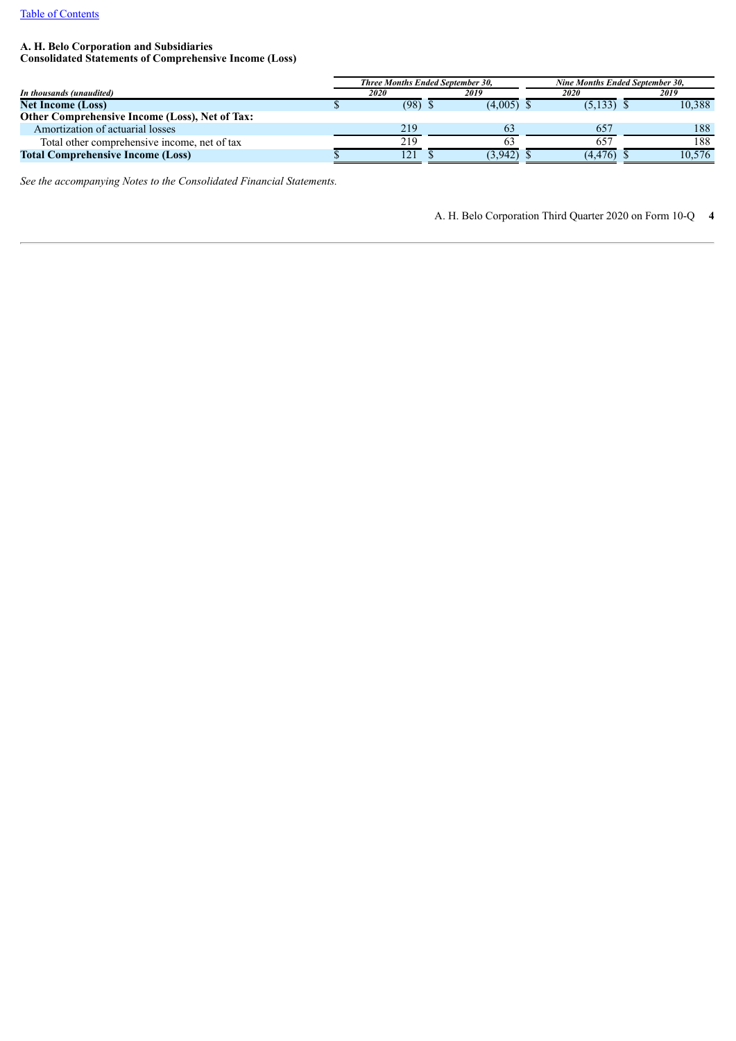[Table of Contents](#)

**A. H. Belo Corporation and Subsidiaries**
**Consolidated Statements of Comprehensive Income (Loss)**

| *In thousands (unaudited)* | *Three Months Ended September 30,* | | *Nine Months Ended September 30,* | |
|---|---|---|---|---|
| | *2020* | *2019* | *2020* | *2019* |
| **Net Income (Loss)** | $ (98) | $ (4,005) | $ (5,133) | $ 10,388 |
| **Other Comprehensive Income (Loss), Net of Tax:** | | | | |
| Amortization of actuarial losses | 219 | 63 | 657 | 188 |
| Total other comprehensive income, net of tax | 219 | 63 | 657 | 188 |
| **Total Comprehensive Income (Loss)** | $ 121 | $ (3,942) | $ (4,476) | $ 10,576 |

*See the accompanying Notes to the Consolidated Financial Statements.*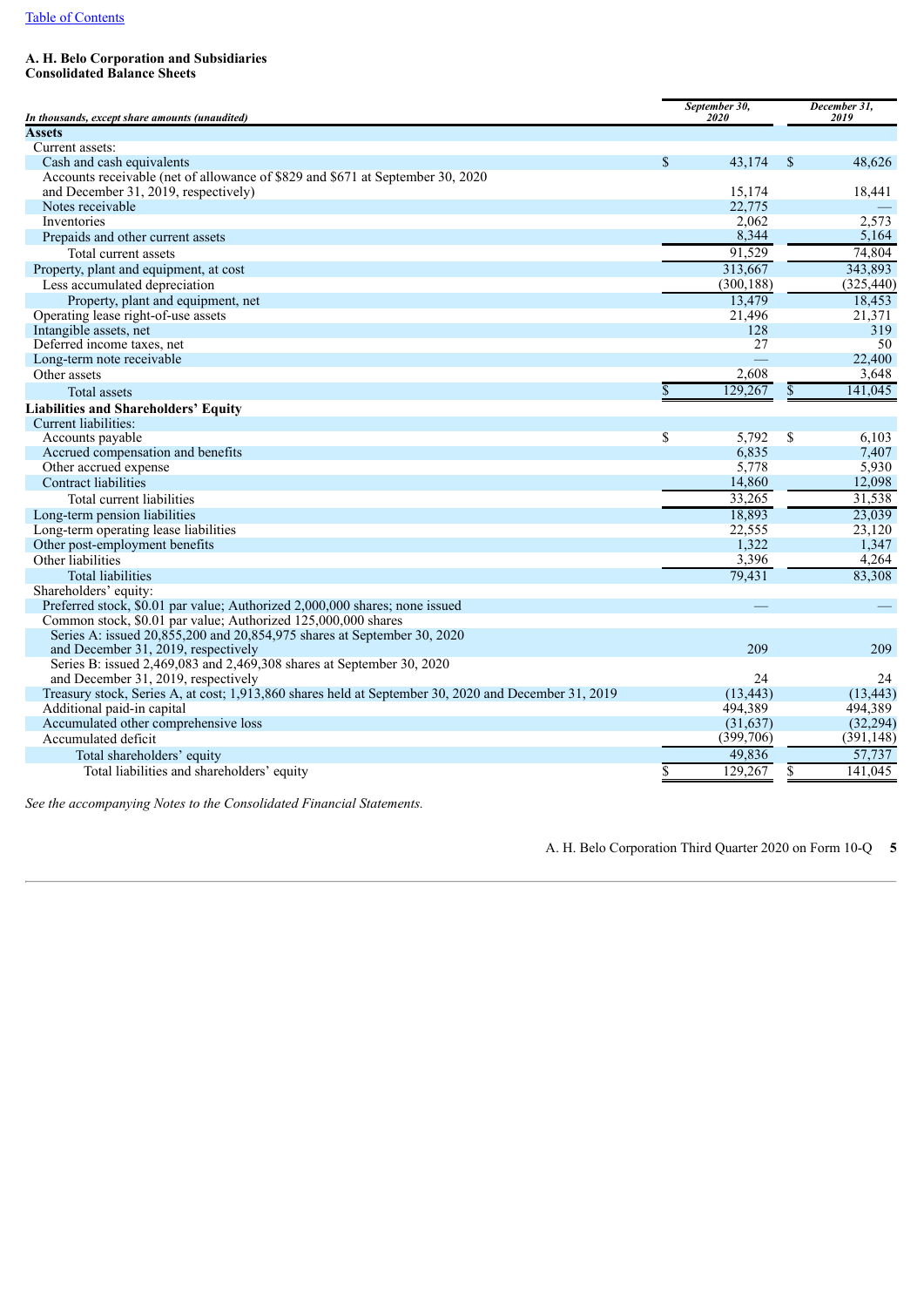[Table of Contents](#)

**A. H. Belo Corporation and Subsidiaries**
**Consolidated Balance Sheets**

| *In thousands, except share amounts (unaudited)* | *September 30, 2020* | *December 31, 2019* |
|---|---|---|
| **Assets** | | |
| Current assets: | | |
| Cash and cash equivalents | $ 43,174 | $ 48,626 |
| Accounts receivable (net of allowance of $829 and $671 at September 30, 2020 and December 31, 2019, respectively) | 15,174 | 18,441 |
| Notes receivable | 22,775 | — |
| Inventories | 2,062 | 2,573 |
| Prepaids and other current assets | 8,344 | 5,164 |
| Total current assets | 91,529 | 74,804 |
| Property, plant and equipment, at cost | 313,667 | 343,893 |
| Less accumulated depreciation | (300,188) | (325,440) |
| Property, plant and equipment, net | 13,479 | 18,453 |
| Operating lease right-of-use assets | 21,496 | 21,371 |
| Intangible assets, net | 128 | 319 |
| Deferred income taxes, net | 27 | 50 |
| Long-term note receivable | — | 22,400 |
| Other assets | 2,608 | 3,648 |
| Total assets | $ 129,267 | $ 141,045 |
| **Liabilities and Shareholders' Equity** | | |
| Current liabilities: | | |
| Accounts payable | $ 5,792 | $ 6,103 |
| Accrued compensation and benefits | 6,835 | 7,407 |
| Other accrued expense | 5,778 | 5,930 |
| Contract liabilities | 14,860 | 12,098 |
| Total current liabilities | 33,265 | 31,538 |
| Long-term pension liabilities | 18,893 | 23,039 |
| Long-term operating lease liabilities | 22,555 | 23,120 |
| Other post-employment benefits | 1,322 | 1,347 |
| Other liabilities | 3,396 | 4,264 |
| Total liabilities | 79,431 | 83,308 |
| Shareholders' equity: | | |
| Preferred stock, $0.01 par value; Authorized 2,000,000 shares; none issued | — | — |
| Common stock, $0.01 par value; Authorized 125,000,000 shares | | |
| Series A: issued 20,855,200 and 20,854,975 shares at September 30, 2020 and December 31, 2019, respectively | 209 | 209 |
| Series B: issued 2,469,083 and 2,469,308 shares at September 30, 2020 and December 31, 2019, respectively | 24 | 24 |
| Treasury stock, Series A, at cost; 1,913,860 shares held at September 30, 2020 and December 31, 2019 | (13,443) | (13,443) |
| Additional paid-in capital | 494,389 | 494,389 |
| Accumulated other comprehensive loss | (31,637) | (32,294) |
| Accumulated deficit | (399,706) | (391,148) |
| Total shareholders' equity | 49,836 | 57,737 |
| Total liabilities and shareholders' equity | $ 129,267 | $ 141,045 |

*See the accompanying Notes to the Consolidated Financial Statements.*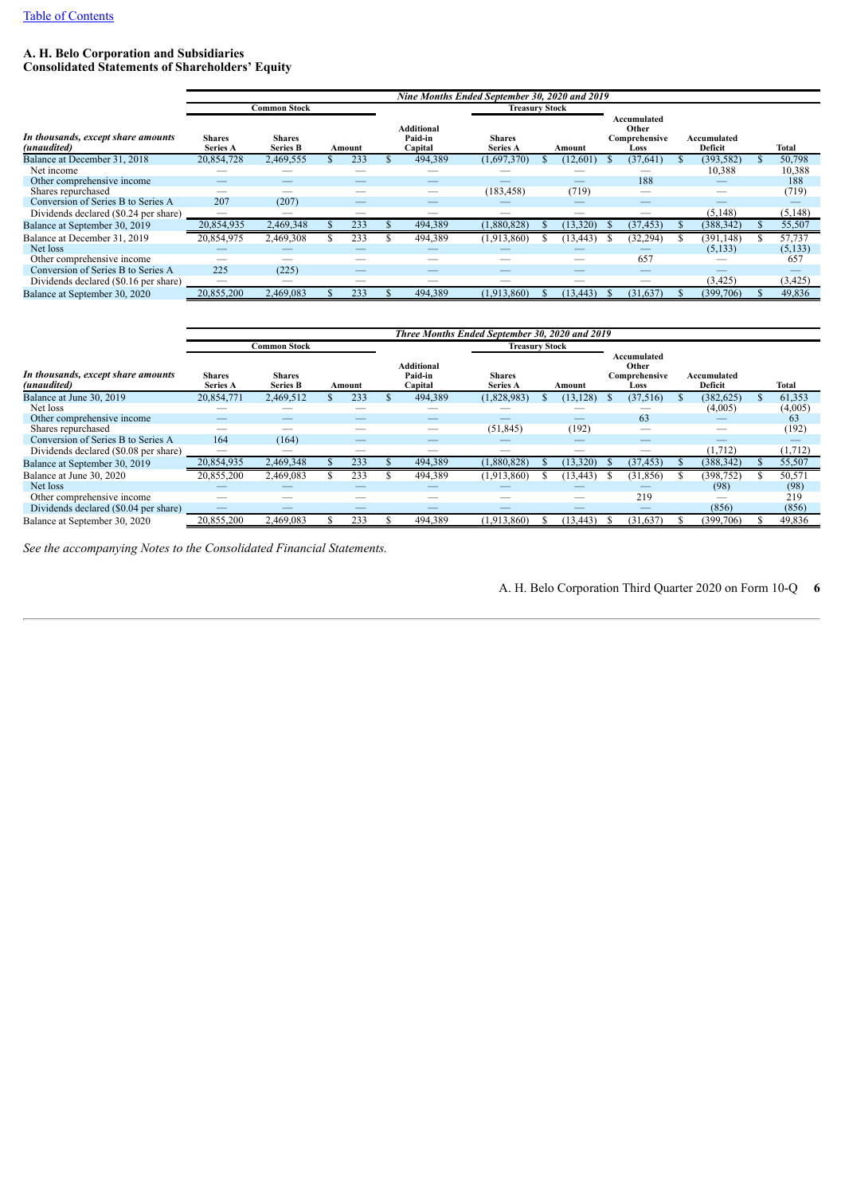[Table of Contents](#)

**A. H. Belo Corporation and Subsidiaries**
**Consolidated Statements of Shareholders' Equity**

| | *Nine Months Ended September 30, 2020 and 2019* | | | | | | | | |
|---|---|---|---|---|---|---|---|---|---|
| | **Common Stock** | | | | **Treasury Stock** | | | | |
| *In thousands, except share amounts (unaudited)* | **Shares Series A** | **Shares Series B** | **Amount** | **Additional Paid-in Capital** | **Shares Series A** | **Amount** | **Accumulated Other Comprehensive Loss** | **Accumulated Deficit** | **Total** |
| Balance at December 31, 2018 | 20,854,728 | 2,469,555 | $ 233 | $ 494,389 | (1,697,370) | $ (12,601) | $ (37,641) | $ (393,582) | $ 50,798 |
| Net income | — | — | — | — | — | — | — | 10,388 | 10,388 |
| Other comprehensive income | — | — | — | — | — | — | 188 | — | 188 |
| Shares repurchased | — | — | — | — | (183,458) | (719) | — | — | (719) |
| Conversion of Series B to Series A | 207 | (207) | — | — | — | — | — | — | — |
| Dividends declared ($0.24 per share) | — | — | — | — | — | — | — | (5,148) | (5,148) |
| Balance at September 30, 2019 | 20,854,935 | 2,469,348 | $ 233 | $ 494,389 | (1,880,828) | $ (13,320) | $ (37,453) | $ (388,342) | $ 55,507 |
| Balance at December 31, 2019 | 20,854,975 | 2,469,308 | $ 233 | $ 494,389 | (1,913,860) | $ (13,443) | $ (32,294) | $ (391,148) | $ 57,737 |
| Net loss | — | — | — | — | — | — | — | (5,133) | (5,133) |
| Other comprehensive income | — | — | — | — | — | — | 657 | — | 657 |
| Conversion of Series B to Series A | 225 | (225) | — | — | — | — | — | — | — |
| Dividends declared ($0.16 per share) | — | — | — | — | — | — | — | (3,425) | (3,425) |
| Balance at September 30, 2020 | 20,855,200 | 2,469,083 | $ 233 | $ 494,389 | (1,913,860) | $ (13,443) | $ (31,637) | $ (399,706) | $ 49,836 |

| | *Three Months Ended September 30, 2020 and 2019* | | | | | | | | |
|---|---|---|---|---|---|---|---|---|---|
| | **Common Stock** | | | | **Treasury Stock** | | | | |
| *In thousands, except share amounts (unaudited)* | **Shares Series A** | **Shares Series B** | **Amount** | **Additional Paid-in Capital** | **Shares Series A** | **Amount** | **Accumulated Other Comprehensive Loss** | **Accumulated Deficit** | **Total** |
| Balance at June 30, 2019 | 20,854,771 | 2,469,512 | $ 233 | $ 494,389 | (1,828,983) | $ (13,128) | $ (37,516) | $ (382,625) | $ 61,353 |
| Net loss | — | — | — | — | — | — | — | (4,005) | (4,005) |
| Other comprehensive income | — | — | — | — | — | — | 63 | — | 63 |
| Shares repurchased | — | — | — | — | (51,845) | (192) | — | — | (192) |
| Conversion of Series B to Series A | 164 | (164) | — | — | — | — | — | — | — |
| Dividends declared ($0.08 per share) | — | — | — | — | — | — | — | (1,712) | (1,712) |
| Balance at September 30, 2019 | 20,854,935 | 2,469,348 | $ 233 | $ 494,389 | (1,880,828) | $ (13,320) | $ (37,453) | $ (388,342) | $ 55,507 |
| Balance at June 30, 2020 | 20,855,200 | 2,469,083 | $ 233 | $ 494,389 | (1,913,860) | $ (13,443) | $ (31,856) | $ (398,752) | $ 50,571 |
| Net loss | — | — | — | — | — | — | — | (98) | (98) |
| Other comprehensive income | — | — | — | — | — | — | 219 | — | 219 |
| Dividends declared ($0.04 per share) | — | — | — | — | — | — | — | (856) | (856) |
| Balance at September 30, 2020 | 20,855,200 | 2,469,083 | $ 233 | $ 494,389 | (1,913,860) | $ (13,443) | $ (31,637) | $ (399,706) | $ 49,836 |

*See the accompanying Notes to the Consolidated Financial Statements.*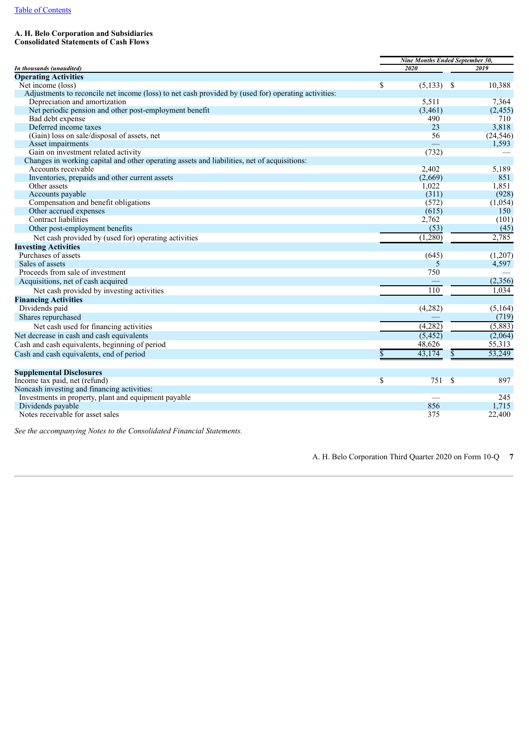[Table of Contents](#)

**A. H. Belo Corporation and Subsidiaries**
**Consolidated Statements of Cash Flows**

| *In thousands (unaudited)* | *Nine Months Ended September 30,* 2020 | 2019 |
|---|---|---|
| **Operating Activities** | | |
| Net income (loss) | $ (5,133) | $ 10,388 |
| Adjustments to reconcile net income (loss) to net cash provided by (used for) operating activities: | | |
| Depreciation and amortization | 5,511 | 7,364 |
| Net periodic pension and other post-employment benefit | (3,461) | (2,455) |
| Bad debt expense | 490 | 710 |
| Deferred income taxes | 23 | 3,818 |
| (Gain) loss on sale/disposal of assets, net | 56 | (24,546) |
| Asset impairments | — | 1,593 |
| Gain on investment related activity | (732) | — |
| Changes in working capital and other operating assets and liabilities, net of acquisitions: | | |
| Accounts receivable | 2,402 | 5,189 |
| Inventories, prepaids and other current assets | (2,669) | 851 |
| Other assets | 1,022 | 1,851 |
| Accounts payable | (311) | (928) |
| Compensation and benefit obligations | (572) | (1,054) |
| Other accrued expenses | (615) | 150 |
| Contract liabilities | 2,762 | (101) |
| Other post-employment benefits | (53) | (45) |
| Net cash provided by (used for) operating activities | (1,280) | 2,785 |
| **Investing Activities** | | |
| Purchases of assets | (645) | (1,207) |
| Sales of assets | 5 | 4,597 |
| Proceeds from sale of investment | 750 | — |
| Acquisitions, net of cash acquired | — | (2,356) |
| Net cash provided by investing activities | 110 | 1,034 |
| **Financing Activities** | | |
| Dividends paid | (4,282) | (5,164) |
| Shares repurchased | — | (719) |
| Net cash used for financing activities | (4,282) | (5,883) |
| Net decrease in cash and cash equivalents | (5,452) | (2,064) |
| Cash and cash equivalents, beginning of period | 48,626 | 55,313 |
| Cash and cash equivalents, end of period | $ 43,174 | $ 53,249 |
| | | |
| **Supplemental Disclosures** | | |
| Income tax paid, net (refund) | $ 751 | $ 897 |
| Noncash investing and financing activities: | | |
| Investments in property, plant and equipment payable | — | 245 |
| Dividends payable | 856 | 1,715 |
| Notes receivable for asset sales | 375 | 22,400 |

*See the accompanying Notes to the Consolidated Financial Statements.*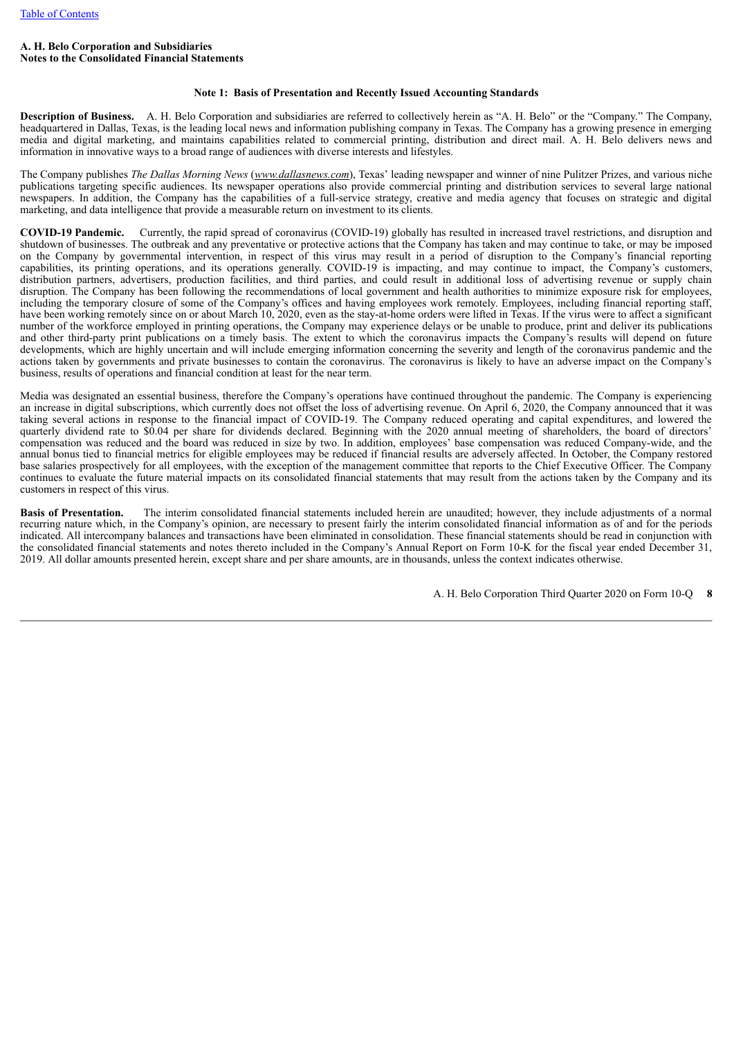**A. H. Belo Corporation and Subsidiaries**
**Notes to the Consolidated Financial Statements**

### Note 1: Basis of Presentation and Recently Issued Accounting Standards

**Description of Business.** A. H. Belo Corporation and subsidiaries are referred to collectively herein as "A. H. Belo" or the "Company." The Company, headquartered in Dallas, Texas, is the leading local news and information publishing company in Texas. The Company has a growing presence in emerging media and digital marketing, and maintains capabilities related to commercial printing, distribution and direct mail. A. H. Belo delivers news and information in innovative ways to a broad range of audiences with diverse interests and lifestyles.

The Company publishes *The Dallas Morning News* (*www.dallasnews.com*), Texas' leading newspaper and winner of nine Pulitzer Prizes, and various niche publications targeting specific audiences. Its newspaper operations also provide commercial printing and distribution services to several large national newspapers. In addition, the Company has the capabilities of a full-service strategy, creative and media agency that focuses on strategic and digital marketing, and data intelligence that provide a measurable return on investment to its clients.

**COVID-19 Pandemic.** Currently, the rapid spread of coronavirus (COVID-19) globally has resulted in increased travel restrictions, and disruption and shutdown of businesses. The outbreak and any preventative or protective actions that the Company has taken and may continue to take, or may be imposed on the Company by governmental intervention, in respect of this virus may result in a period of disruption to the Company's financial reporting capabilities, its printing operations, and its operations generally. COVID-19 is impacting, and may continue to impact, the Company's customers, distribution partners, advertisers, production facilities, and third parties, and could result in additional loss of advertising revenue or supply chain disruption. The Company has been following the recommendations of local government and health authorities to minimize exposure risk for employees, including the temporary closure of some of the Company's offices and having employees work remotely. Employees, including financial reporting staff, have been working remotely since on or about March 10, 2020, even as the stay-at-home orders were lifted in Texas. If the virus were to affect a significant number of the workforce employed in printing operations, the Company may experience delays or be unable to produce, print and deliver its publications and other third-party print publications on a timely basis. The extent to which the coronavirus impacts the Company's results will depend on future developments, which are highly uncertain and will include emerging information concerning the severity and length of the coronavirus pandemic and the actions taken by governments and private businesses to contain the coronavirus. The coronavirus is likely to have an adverse impact on the Company's business, results of operations and financial condition at least for the near term.

Media was designated an essential business, therefore the Company's operations have continued throughout the pandemic. The Company is experiencing an increase in digital subscriptions, which currently does not offset the loss of advertising revenue. On April 6, 2020, the Company announced that it was taking several actions in response to the financial impact of COVID-19. The Company reduced operating and capital expenditures, and lowered the quarterly dividend rate to $0.04 per share for dividends declared. Beginning with the 2020 annual meeting of shareholders, the board of directors' compensation was reduced and the board was reduced in size by two. In addition, employees' base compensation was reduced Company-wide, and the annual bonus tied to financial metrics for eligible employees may be reduced if financial results are adversely affected. In October, the Company restored base salaries prospectively for all employees, with the exception of the management committee that reports to the Chief Executive Officer. The Company continues to evaluate the future material impacts on its consolidated financial statements that may result from the actions taken by the Company and its customers in respect of this virus.

**Basis of Presentation.** The interim consolidated financial statements included herein are unaudited; however, they include adjustments of a normal recurring nature which, in the Company's opinion, are necessary to present fairly the interim consolidated financial information as of and for the periods indicated. All intercompany balances and transactions have been eliminated in consolidation. These financial statements should be read in conjunction with the consolidated financial statements and notes thereto included in the Company's Annual Report on Form 10-K for the fiscal year ended December 31, 2019. All dollar amounts presented herein, except share and per share amounts, are in thousands, unless the context indicates otherwise.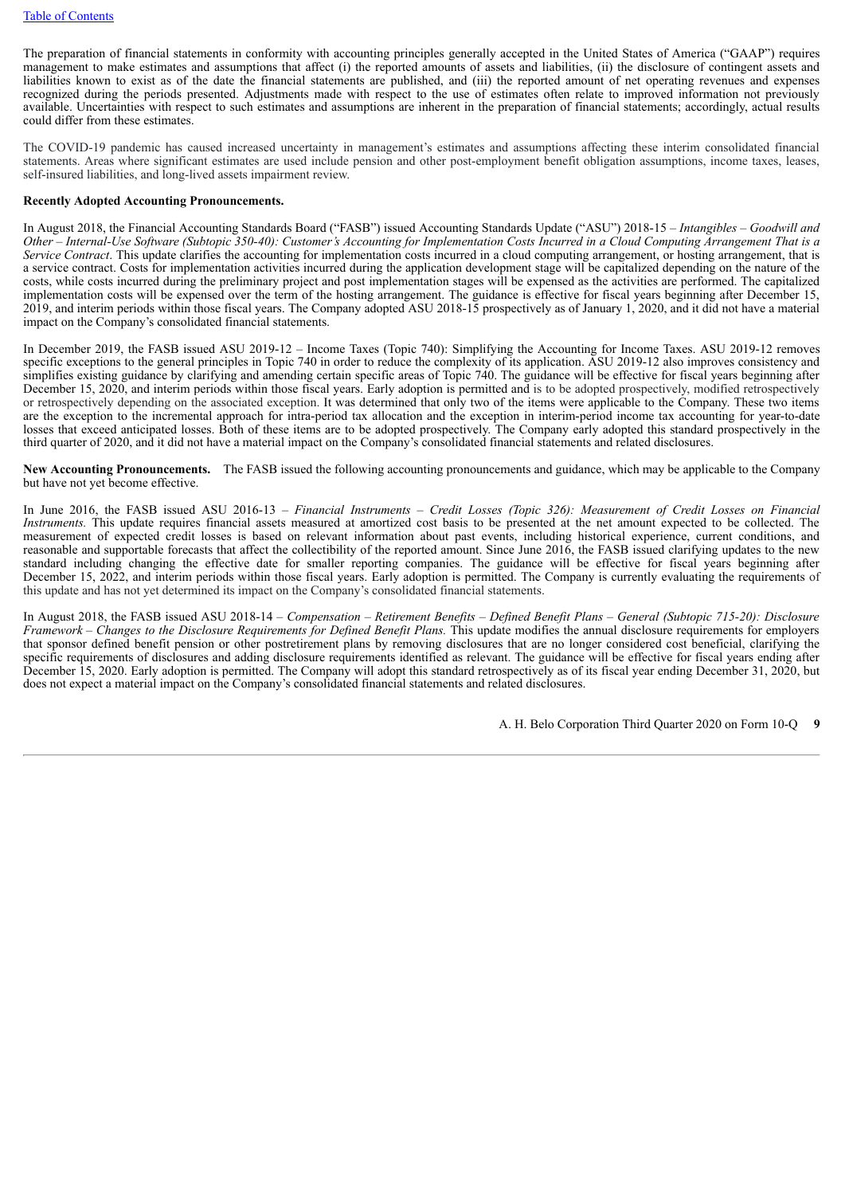The preparation of financial statements in conformity with accounting principles generally accepted in the United States of America ("GAAP") requires management to make estimates and assumptions that affect (i) the reported amounts of assets and liabilities, (ii) the disclosure of contingent assets and liabilities known to exist as of the date the financial statements are published, and (iii) the reported amount of net operating revenues and expenses recognized during the periods presented. Adjustments made with respect to the use of estimates often relate to improved information not previously available. Uncertainties with respect to such estimates and assumptions are inherent in the preparation of financial statements; accordingly, actual results could differ from these estimates.

The COVID-19 pandemic has caused increased uncertainty in management's estimates and assumptions affecting these interim consolidated financial statements. Areas where significant estimates are used include pension and other post-employment benefit obligation assumptions, income taxes, leases, self-insured liabilities, and long-lived assets impairment review.

**Recently Adopted Accounting Pronouncements.**

In August 2018, the Financial Accounting Standards Board ("FASB") issued Accounting Standards Update ("ASU") 2018-15 – *Intangibles – Goodwill and Other – Internal-Use Software (Subtopic 350-40): Customer's Accounting for Implementation Costs Incurred in a Cloud Computing Arrangement That is a Service Contract*. This update clarifies the accounting for implementation costs incurred in a cloud computing arrangement, or hosting arrangement, that is a service contract. Costs for implementation activities incurred during the application development stage will be capitalized depending on the nature of the costs, while costs incurred during the preliminary project and post implementation stages will be expensed as the activities are performed. The capitalized implementation costs will be expensed over the term of the hosting arrangement. The guidance is effective for fiscal years beginning after December 15, 2019, and interim periods within those fiscal years. The Company adopted ASU 2018-15 prospectively as of January 1, 2020, and it did not have a material impact on the Company's consolidated financial statements.

In December 2019, the FASB issued ASU 2019-12 – Income Taxes (Topic 740): Simplifying the Accounting for Income Taxes. ASU 2019-12 removes specific exceptions to the general principles in Topic 740 in order to reduce the complexity of its application. ASU 2019-12 also improves consistency and simplifies existing guidance by clarifying and amending certain specific areas of Topic 740. The guidance will be effective for fiscal years beginning after December 15, 2020, and interim periods within those fiscal years. Early adoption is permitted and is to be adopted prospectively, modified retrospectively or retrospectively depending on the associated exception. It was determined that only two of the items were applicable to the Company. These two items are the exception to the incremental approach for intra-period tax allocation and the exception in interim-period income tax accounting for year-to-date losses that exceed anticipated losses. Both of these items are to be adopted prospectively. The Company early adopted this standard prospectively in the third quarter of 2020, and it did not have a material impact on the Company's consolidated financial statements and related disclosures.

**New Accounting Pronouncements.** The FASB issued the following accounting pronouncements and guidance, which may be applicable to the Company but have not yet become effective.

In June 2016, the FASB issued ASU 2016-13 – *Financial Instruments – Credit Losses (Topic 326): Measurement of Credit Losses on Financial Instruments.* This update requires financial assets measured at amortized cost basis to be presented at the net amount expected to be collected. The measurement of expected credit losses is based on relevant information about past events, including historical experience, current conditions, and reasonable and supportable forecasts that affect the collectibility of the reported amount. Since June 2016, the FASB issued clarifying updates to the new standard including changing the effective date for smaller reporting companies. The guidance will be effective for fiscal years beginning after December 15, 2022, and interim periods within those fiscal years. Early adoption is permitted. The Company is currently evaluating the requirements of this update and has not yet determined its impact on the Company's consolidated financial statements.

In August 2018, the FASB issued ASU 2018-14 – *Compensation – Retirement Benefits – Defined Benefit Plans – General (Subtopic 715-20): Disclosure Framework – Changes to the Disclosure Requirements for Defined Benefit Plans.* This update modifies the annual disclosure requirements for employers that sponsor defined benefit pension or other postretirement plans by removing disclosures that are no longer considered cost beneficial, clarifying the specific requirements of disclosures and adding disclosure requirements identified as relevant. The guidance will be effective for fiscal years ending after December 15, 2020. Early adoption is permitted. The Company will adopt this standard retrospectively as of its fiscal year ending December 31, 2020, but does not expect a material impact on the Company's consolidated financial statements and related disclosures.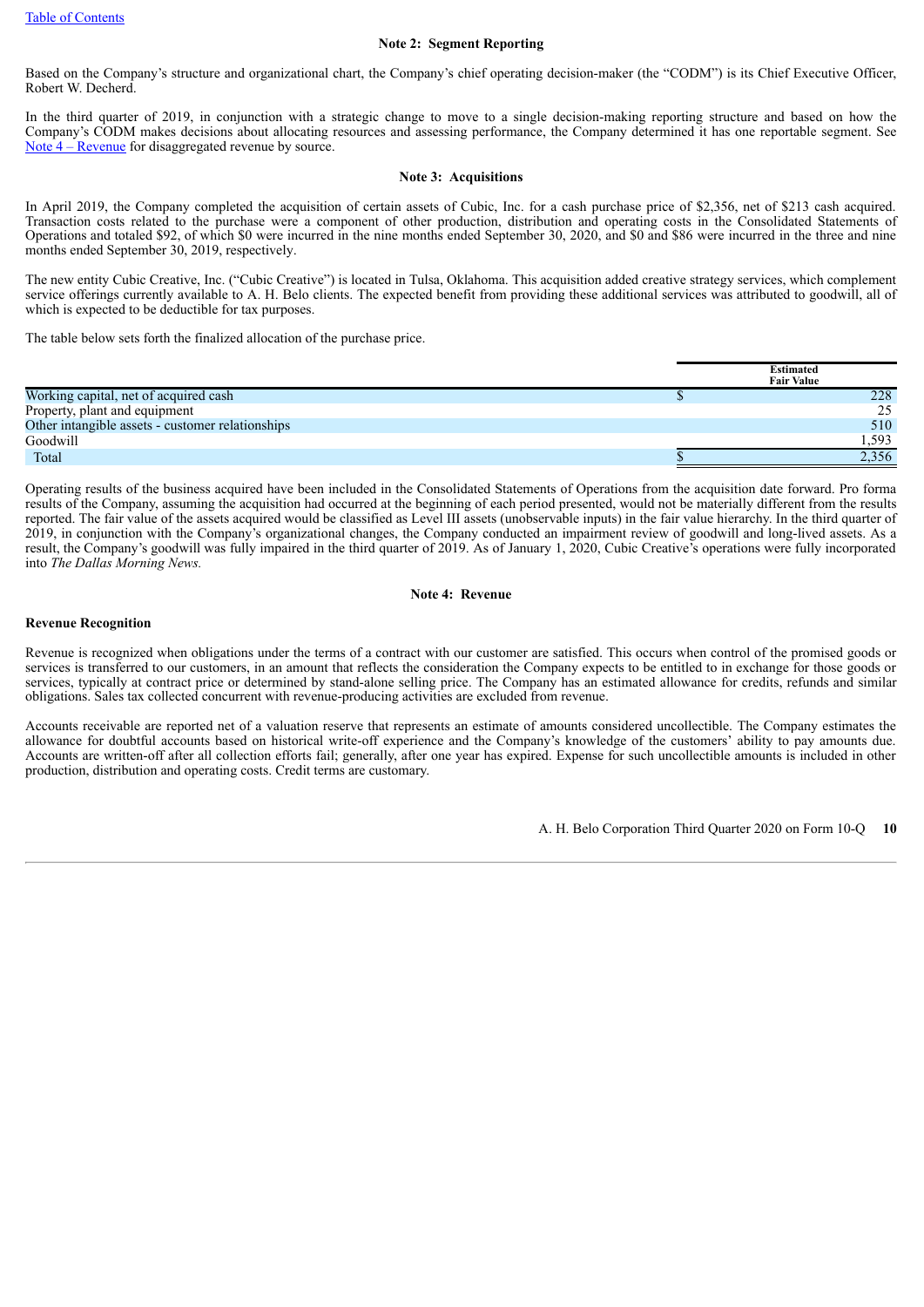## Note 2: Segment Reporting

Based on the Company's structure and organizational chart, the Company's chief operating decision-maker (the "CODM") is its Chief Executive Officer, Robert W. Decherd.

In the third quarter of 2019, in conjunction with a strategic change to move to a single decision-making reporting structure and based on how the Company's CODM makes decisions about allocating resources and assessing performance, the Company determined it has one reportable segment. See Note 4 – Revenue for disaggregated revenue by source.

## Note 3: Acquisitions

In April 2019, the Company completed the acquisition of certain assets of Cubic, Inc. for a cash purchase price of $2,356, net of $213 cash acquired. Transaction costs related to the purchase were a component of other production, distribution and operating costs in the Consolidated Statements of Operations and totaled $92, of which $0 were incurred in the nine months ended September 30, 2020, and $0 and $86 were incurred in the three and nine months ended September 30, 2019, respectively.

The new entity Cubic Creative, Inc. ("Cubic Creative") is located in Tulsa, Oklahoma. This acquisition added creative strategy services, which complement service offerings currently available to A. H. Belo clients. The expected benefit from providing these additional services was attributed to goodwill, all of which is expected to be deductible for tax purposes.

The table below sets forth the finalized allocation of the purchase price.

| | Estimated Fair Value |
|---|---|
| Working capital, net of acquired cash | $ 228 |
| Property, plant and equipment | 25 |
| Other intangible assets - customer relationships | 510 |
| Goodwill | 1,593 |
| Total | $ 2,356 |

Operating results of the business acquired have been included in the Consolidated Statements of Operations from the acquisition date forward. Pro forma results of the Company, assuming the acquisition had occurred at the beginning of each period presented, would not be materially different from the results reported. The fair value of the assets acquired would be classified as Level III assets (unobservable inputs) in the fair value hierarchy. In the third quarter of 2019, in conjunction with the Company's organizational changes, the Company conducted an impairment review of goodwill and long-lived assets. As a result, the Company's goodwill was fully impaired in the third quarter of 2019. As of January 1, 2020, Cubic Creative's operations were fully incorporated into *The Dallas Morning News.*

## Note 4: Revenue

**Revenue Recognition**

Revenue is recognized when obligations under the terms of a contract with our customer are satisfied. This occurs when control of the promised goods or services is transferred to our customers, in an amount that reflects the consideration the Company expects to be entitled to in exchange for those goods or services, typically at contract price or determined by stand-alone selling price. The Company has an estimated allowance for credits, refunds and similar obligations. Sales tax collected concurrent with revenue-producing activities are excluded from revenue.

Accounts receivable are reported net of a valuation reserve that represents an estimate of amounts considered uncollectible. The Company estimates the allowance for doubtful accounts based on historical write-off experience and the Company's knowledge of the customers' ability to pay amounts due. Accounts are written-off after all collection efforts fail; generally, after one year has expired. Expense for such uncollectible amounts is included in other production, distribution and operating costs. Credit terms are customary.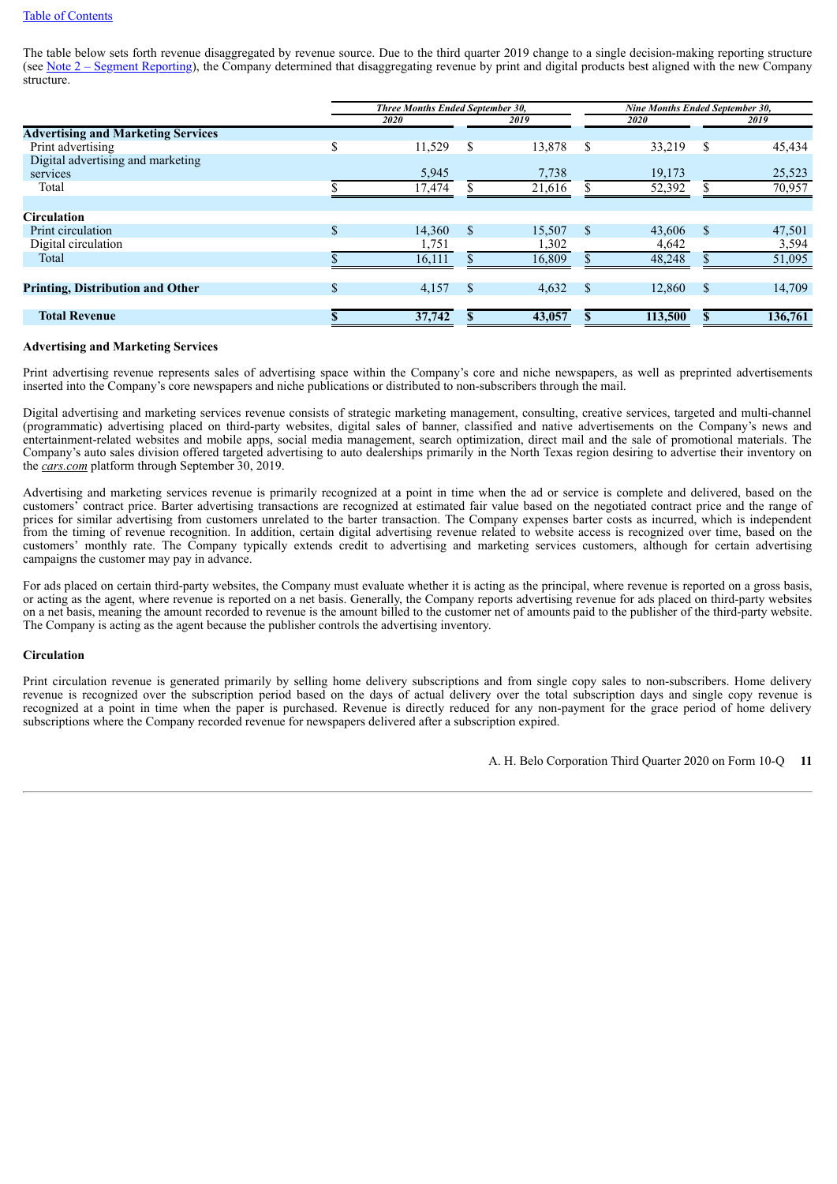The table below sets forth revenue disaggregated by revenue source. Due to the third quarter 2019 change to a single decision-making reporting structure (see Note 2 – Segment Reporting), the Company determined that disaggregating revenue by print and digital products best aligned with the new Company structure.

| | *Three Months Ended September 30,* | | *Nine Months Ended September 30,* | |
|---|---|---|---|---|
| | *2020* | *2019* | *2020* | *2019* |
| **Advertising and Marketing Services** | | | | |
| Print advertising | $ 11,529 | $ 13,878 | $ 33,219 | $ 45,434 |
| Digital advertising and marketing services | 5,945 | 7,738 | 19,173 | 25,523 |
| Total | $ 17,474 | $ 21,616 | $ 52,392 | $ 70,957 |
| **Circulation** | | | | |
| Print circulation | $ 14,360 | $ 15,507 | $ 43,606 | $ 47,501 |
| Digital circulation | 1,751 | 1,302 | 4,642 | 3,594 |
| Total | $ 16,111 | $ 16,809 | $ 48,248 | $ 51,095 |
| **Printing, Distribution and Other** | $ 4,157 | $ 4,632 | $ 12,860 | $ 14,709 |
| **Total Revenue** | **$ 37,742** | **$ 43,057** | **$ 113,500** | **$ 136,761** |

**Advertising and Marketing Services**

Print advertising revenue represents sales of advertising space within the Company's core and niche newspapers, as well as preprinted advertisements inserted into the Company's core newspapers and niche publications or distributed to non-subscribers through the mail.

Digital advertising and marketing services revenue consists of strategic marketing management, consulting, creative services, targeted and multi-channel (programmatic) advertising placed on third-party websites, digital sales of banner, classified and native advertisements on the Company's news and entertainment-related websites and mobile apps, social media management, search optimization, direct mail and the sale of promotional materials. The Company's auto sales division offered targeted advertising to auto dealerships primarily in the North Texas region desiring to advertise their inventory on the *cars.com* platform through September 30, 2019.

Advertising and marketing services revenue is primarily recognized at a point in time when the ad or service is complete and delivered, based on the customers' contract price. Barter advertising transactions are recognized at estimated fair value based on the negotiated contract price and the range of prices for similar advertising from customers unrelated to the barter transaction. The Company expenses barter costs as incurred, which is independent from the timing of revenue recognition. In addition, certain digital advertising revenue related to website access is recognized over time, based on the customers' monthly rate. The Company typically extends credit to advertising and marketing services customers, although for certain advertising campaigns the customer may pay in advance.

For ads placed on certain third-party websites, the Company must evaluate whether it is acting as the principal, where revenue is reported on a gross basis, or acting as the agent, where revenue is reported on a net basis. Generally, the Company reports advertising revenue for ads placed on third-party websites on a net basis, meaning the amount recorded to revenue is the amount billed to the customer net of amounts paid to the publisher of the third-party website. The Company is acting as the agent because the publisher controls the advertising inventory.

**Circulation**

Print circulation revenue is generated primarily by selling home delivery subscriptions and from single copy sales to non-subscribers. Home delivery revenue is recognized over the subscription period based on the days of actual delivery over the total subscription days and single copy revenue is recognized at a point in time when the paper is purchased. Revenue is directly reduced for any non-payment for the grace period of home delivery subscriptions where the Company recorded revenue for newspapers delivered after a subscription expired.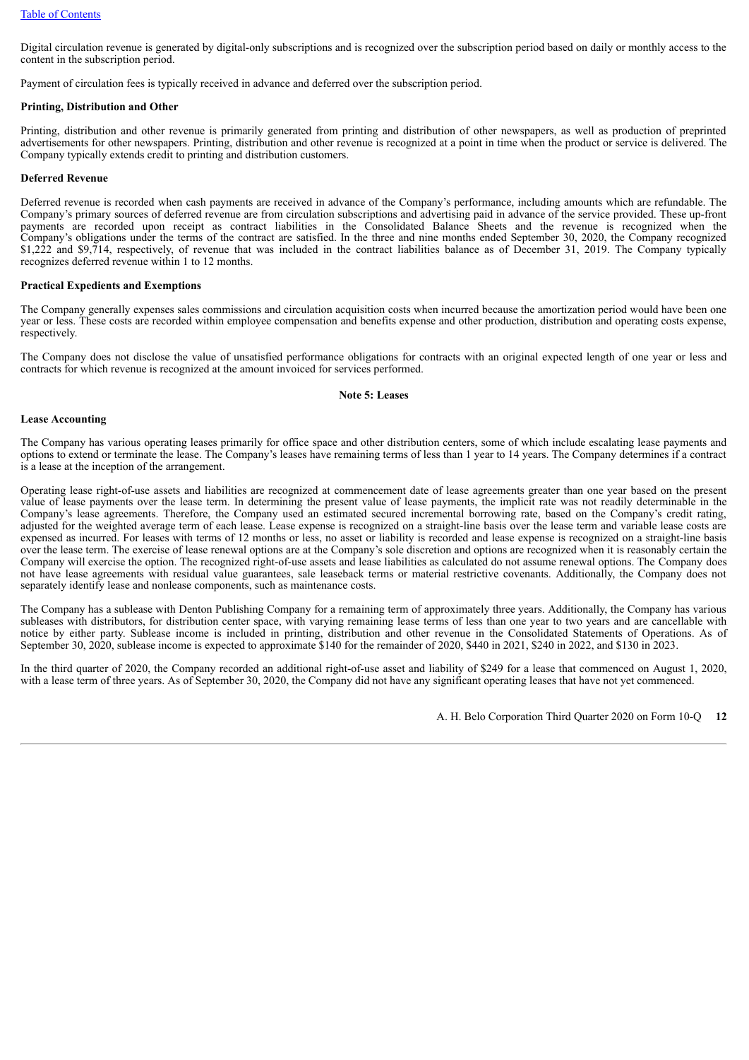Digital circulation revenue is generated by digital-only subscriptions and is recognized over the subscription period based on daily or monthly access to the content in the subscription period.

Payment of circulation fees is typically received in advance and deferred over the subscription period.

**Printing, Distribution and Other**

Printing, distribution and other revenue is primarily generated from printing and distribution of other newspapers, as well as production of preprinted advertisements for other newspapers. Printing, distribution and other revenue is recognized at a point in time when the product or service is delivered. The Company typically extends credit to printing and distribution customers.

**Deferred Revenue**

Deferred revenue is recorded when cash payments are received in advance of the Company's performance, including amounts which are refundable. The Company's primary sources of deferred revenue are from circulation subscriptions and advertising paid in advance of the service provided. These up-front payments are recorded upon receipt as contract liabilities in the Consolidated Balance Sheets and the revenue is recognized when the Company's obligations under the terms of the contract are satisfied. In the three and nine months ended September 30, 2020, the Company recognized $1,222 and $9,714, respectively, of revenue that was included in the contract liabilities balance as of December 31, 2019. The Company typically recognizes deferred revenue within 1 to 12 months.

**Practical Expedients and Exemptions**

The Company generally expenses sales commissions and circulation acquisition costs when incurred because the amortization period would have been one year or less. These costs are recorded within employee compensation and benefits expense and other production, distribution and operating costs expense, respectively.

The Company does not disclose the value of unsatisfied performance obligations for contracts with an original expected length of one year or less and contracts for which revenue is recognized at the amount invoiced for services performed.

## Note 5: Leases

**Lease Accounting**

The Company has various operating leases primarily for office space and other distribution centers, some of which include escalating lease payments and options to extend or terminate the lease. The Company's leases have remaining terms of less than 1 year to 14 years. The Company determines if a contract is a lease at the inception of the arrangement.

Operating lease right-of-use assets and liabilities are recognized at commencement date of lease agreements greater than one year based on the present value of lease payments over the lease term. In determining the present value of lease payments, the implicit rate was not readily determinable in the Company's lease agreements. Therefore, the Company used an estimated secured incremental borrowing rate, based on the Company's credit rating, adjusted for the weighted average term of each lease. Lease expense is recognized on a straight-line basis over the lease term and variable lease costs are expensed as incurred. For leases with terms of 12 months or less, no asset or liability is recorded and lease expense is recognized on a straight-line basis over the lease term. The exercise of lease renewal options are at the Company's sole discretion and options are recognized when it is reasonably certain the Company will exercise the option. The recognized right-of-use assets and lease liabilities as calculated do not assume renewal options. The Company does not have lease agreements with residual value guarantees, sale leaseback terms or material restrictive covenants. Additionally, the Company does not separately identify lease and nonlease components, such as maintenance costs.

The Company has a sublease with Denton Publishing Company for a remaining term of approximately three years. Additionally, the Company has various subleases with distributors, for distribution center space, with varying remaining lease terms of less than one year to two years and are cancellable with notice by either party. Sublease income is included in printing, distribution and other revenue in the Consolidated Statements of Operations. As of September 30, 2020, sublease income is expected to approximate $140 for the remainder of 2020, $440 in 2021, $240 in 2022, and $130 in 2023.

In the third quarter of 2020, the Company recorded an additional right-of-use asset and liability of $249 for a lease that commenced on August 1, 2020, with a lease term of three years. As of September 30, 2020, the Company did not have any significant operating leases that have not yet commenced.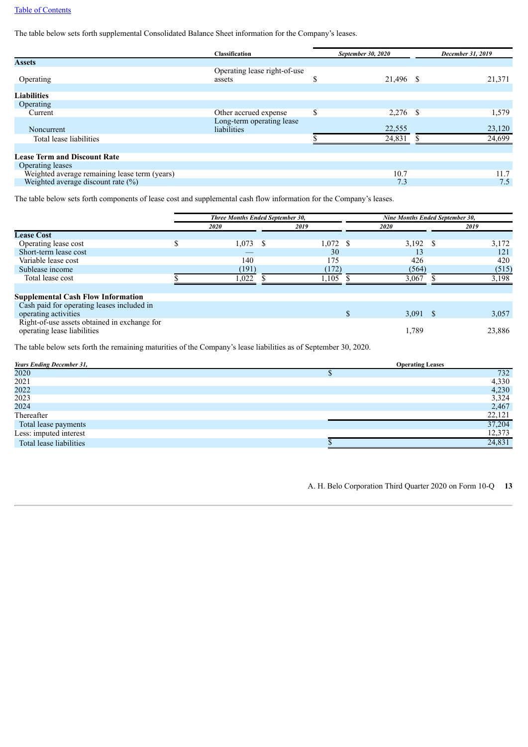The table below sets forth supplemental Consolidated Balance Sheet information for the Company's leases.

| | Classification | September 30, 2020 | December 31, 2019 |
|---|---|---|---|
| **Assets** | | | |
| Operating | Operating lease right-of-use assets | $ 21,496 | $ 21,371 |
| **Liabilities** | | | |
| Operating | | | |
| Current | Other accrued expense | $ 2,276 | $ 1,579 |
| Noncurrent | Long-term operating lease liabilities | 22,555 | 23,120 |
| Total lease liabilities | | $ 24,831 | $ 24,699 |
| **Lease Term and Discount Rate** | | | |
| Operating leases | | | |
| Weighted average remaining lease term (years) | | 10.7 | 11.7 |
| Weighted average discount rate (%) | | 7.3 | 7.5 |

The table below sets forth components of lease cost and supplemental cash flow information for the Company's leases.

| | Three Months Ended September 30, | | Nine Months Ended September 30, | |
|---|---|---|---|---|
| | 2020 | 2019 | 2020 | 2019 |
| **Lease Cost** | | | | |
| Operating lease cost | $ 1,073 | $ 1,072 | $ 3,192 | $ 3,172 |
| Short-term lease cost | — | 30 | 13 | 121 |
| Variable lease cost | 140 | 175 | 426 | 420 |
| Sublease income | (191) | (172) | (564) | (515) |
| Total lease cost | $ 1,022 | $ 1,105 | $ 3,067 | $ 3,198 |
| **Supplemental Cash Flow Information** | | | | |
| Cash paid for operating leases included in operating activities | | | $ 3,091 | $ 3,057 |
| Right-of-use assets obtained in exchange for operating lease liabilities | | | 1,789 | 23,886 |

The table below sets forth the remaining maturities of the Company's lease liabilities as of September 30, 2020.

| Years Ending December 31, | Operating Leases |
|---|---|
| 2020 | $ 732 |
| 2021 | 4,330 |
| 2022 | 4,230 |
| 2023 | 3,324 |
| 2024 | 2,467 |
| Thereafter | 22,121 |
| Total lease payments | 37,204 |
| Less: imputed interest | 12,373 |
| Total lease liabilities | $ 24,831 |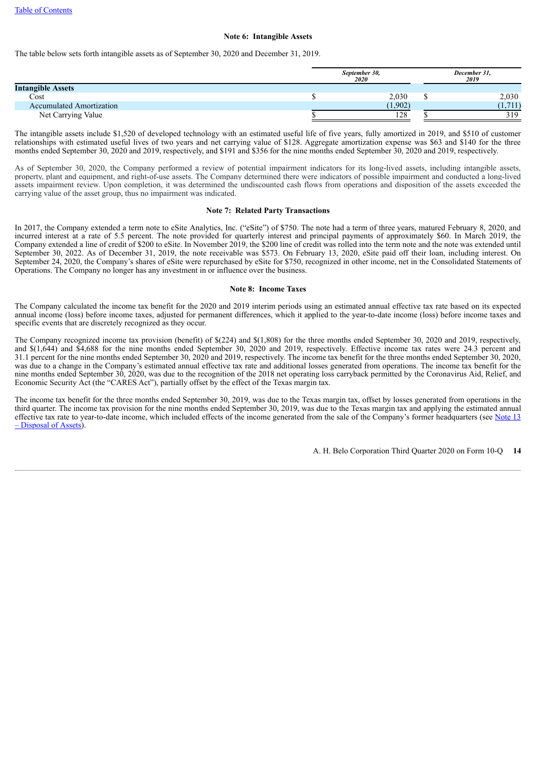### Note 6: Intangible Assets

The table below sets forth intangible assets as of September 30, 2020 and December 31, 2019.

| | *September 30, 2020* | *December 31, 2019* |
|---|---|---|
| **Intangible Assets** | | |
| Cost | $ 2,030 | $ 2,030 |
| Accumulated Amortization | (1,902) | (1,711) |
| Net Carrying Value | $ 128 | $ 319 |

The intangible assets include $1,520 of developed technology with an estimated useful life of five years, fully amortized in 2019, and $510 of customer relationships with estimated useful lives of two years and net carrying value of $128. Aggregate amortization expense was $63 and $140 for the three months ended September 30, 2020 and 2019, respectively, and $191 and $356 for the nine months ended September 30, 2020 and 2019, respectively.

As of September 30, 2020, the Company performed a review of potential impairment indicators for its long-lived assets, including intangible assets, property, plant and equipment, and right-of-use assets. The Company determined there were indicators of possible impairment and conducted a long-lived assets impairment review. Upon completion, it was determined the undiscounted cash flows from operations and disposition of the assets exceeded the carrying value of the asset group, thus no impairment was indicated.

### Note 7: Related Party Transactions

In 2017, the Company extended a term note to eSite Analytics, Inc. ("eSite") of $750. The note had a term of three years, matured February 8, 2020, and incurred interest at a rate of 5.5 percent. The note provided for quarterly interest and principal payments of approximately $60. In March 2019, the Company extended a line of credit of $200 to eSite. In November 2019, the $200 line of credit was rolled into the term note and the note was extended until September 30, 2022. As of December 31, 2019, the note receivable was $573. On February 13, 2020, eSite paid off their loan, including interest. On September 24, 2020, the Company's shares of eSite were repurchased by eSite for $750, recognized in other income, net in the Consolidated Statements of Operations. The Company no longer has any investment in or influence over the business.

### Note 8: Income Taxes

The Company calculated the income tax benefit for the 2020 and 2019 interim periods using an estimated annual effective tax rate based on its expected annual income (loss) before income taxes, adjusted for permanent differences, which it applied to the year-to-date income (loss) before income taxes and specific events that are discretely recognized as they occur.

The Company recognized income tax provision (benefit) of $(224) and $(1,808) for the three months ended September 30, 2020 and 2019, respectively, and $(1,644) and $4,688 for the nine months ended September 30, 2020 and 2019, respectively. Effective income tax rates were 24.3 percent and 31.1 percent for the nine months ended September 30, 2020 and 2019, respectively. The income tax benefit for the three months ended September 30, 2020, was due to a change in the Company's estimated annual effective tax rate and additional losses generated from operations. The income tax benefit for the nine months ended September 30, 2020, was due to the recognition of the 2018 net operating loss carryback permitted by the Coronavirus Aid, Relief, and Economic Security Act (the "CARES Act"), partially offset by the effect of the Texas margin tax.

The income tax benefit for the three months ended September 30, 2019, was due to the Texas margin tax, offset by losses generated from operations in the third quarter. The income tax provision for the nine months ended September 30, 2019, was due to the Texas margin tax and applying the estimated annual effective tax rate to year-to-date income, which included effects of the income generated from the sale of the Company's former headquarters (see Note 13 – Disposal of Assets).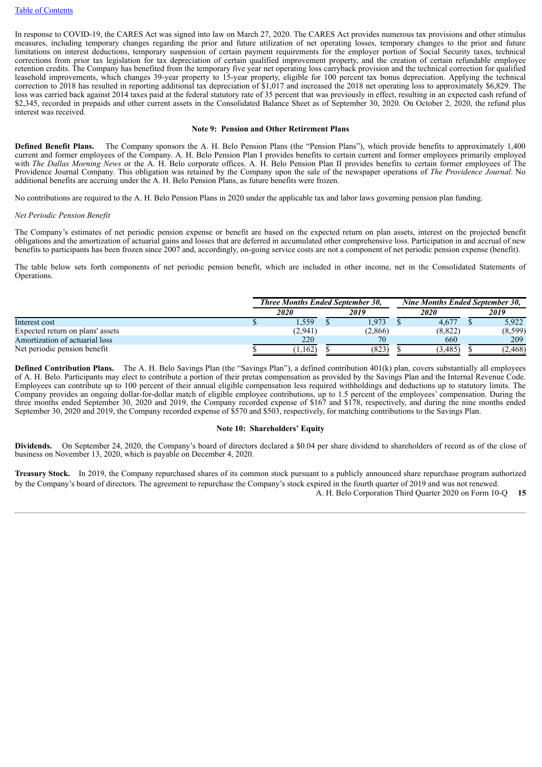In response to COVID-19, the CARES Act was signed into law on March 27, 2020. The CARES Act provides numerous tax provisions and other stimulus measures, including temporary changes regarding the prior and future utilization of net operating losses, temporary changes to the prior and future limitations on interest deductions, temporary suspension of certain payment requirements for the employer portion of Social Security taxes, technical corrections from prior tax legislation for tax depreciation of certain qualified improvement property, and the creation of certain refundable employee retention credits. The Company has benefited from the temporary five year net operating loss carryback provision and the technical correction for qualified leasehold improvements, which changes 39-year property to 15-year property, eligible for 100 percent tax bonus depreciation. Applying the technical correction to 2018 has resulted in reporting additional tax depreciation of $1,017 and increased the 2018 net operating loss to approximately $6,829. The loss was carried back against 2014 taxes paid at the federal statutory rate of 35 percent that was previously in effect, resulting in an expected cash refund of $2,345, recorded in prepaids and other current assets in the Consolidated Balance Sheet as of September 30, 2020. On October 2, 2020, the refund plus interest was received.

## Note 9: Pension and Other Retirement Plans

**Defined Benefit Plans.** The Company sponsors the A. H. Belo Pension Plans (the "Pension Plans"), which provide benefits to approximately 1,400 current and former employees of the Company. A. H. Belo Pension Plan I provides benefits to certain current and former employees primarily employed with *The Dallas Morning News* or the A. H. Belo corporate offices. A. H. Belo Pension Plan II provides benefits to certain former employees of The Providence Journal Company. This obligation was retained by the Company upon the sale of the newspaper operations of *The Providence Journal*. No additional benefits are accruing under the A. H. Belo Pension Plans, as future benefits were frozen.

No contributions are required to the A. H. Belo Pension Plans in 2020 under the applicable tax and labor laws governing pension plan funding.

*Net Periodic Pension Benefit*

The Company's estimates of net periodic pension expense or benefit are based on the expected return on plan assets, interest on the projected benefit obligations and the amortization of actuarial gains and losses that are deferred in accumulated other comprehensive loss. Participation in and accrual of new benefits to participants has been frozen since 2007 and, accordingly, on-going service costs are not a component of net periodic pension expense (benefit).

The table below sets forth components of net periodic pension benefit, which are included in other income, net in the Consolidated Statements of Operations.

| | *Three Months Ended September 30,* | | *Nine Months Ended September 30,* | |
|---|---|---|---|---|
| | *2020* | *2019* | *2020* | *2019* |
| Interest cost | $ 1,559 | $ 1,973 | $ 4,677 | $ 5,922 |
| Expected return on plans' assets | (2,941) | (2,866) | (8,822) | (8,599) |
| Amortization of actuarial loss | 220 | 70 | 660 | 209 |
| Net periodic pension benefit | $ (1,162) | $ (823) | $ (3,485) | $ (2,468) |

**Defined Contribution Plans.** The A. H. Belo Savings Plan (the "Savings Plan"), a defined contribution 401(k) plan, covers substantially all employees of A. H. Belo. Participants may elect to contribute a portion of their pretax compensation as provided by the Savings Plan and the Internal Revenue Code. Employees can contribute up to 100 percent of their annual eligible compensation less required withholdings and deductions up to statutory limits. The Company provides an ongoing dollar-for-dollar match of eligible employee contributions, up to 1.5 percent of the employees' compensation. During the three months ended September 30, 2020 and 2019, the Company recorded expense of $167 and $178, respectively, and during the nine months ended September 30, 2020 and 2019, the Company recorded expense of $570 and $503, respectively, for matching contributions to the Savings Plan.

## Note 10: Shareholders' Equity

**Dividends.** On September 24, 2020, the Company's board of directors declared a $0.04 per share dividend to shareholders of record as of the close of business on November 13, 2020, which is payable on December 4, 2020.

**Treasury Stock.** In 2019, the Company repurchased shares of its common stock pursuant to a publicly announced share repurchase program authorized by the Company's board of directors. The agreement to repurchase the Company's stock expired in the fourth quarter of 2019 and was not renewed.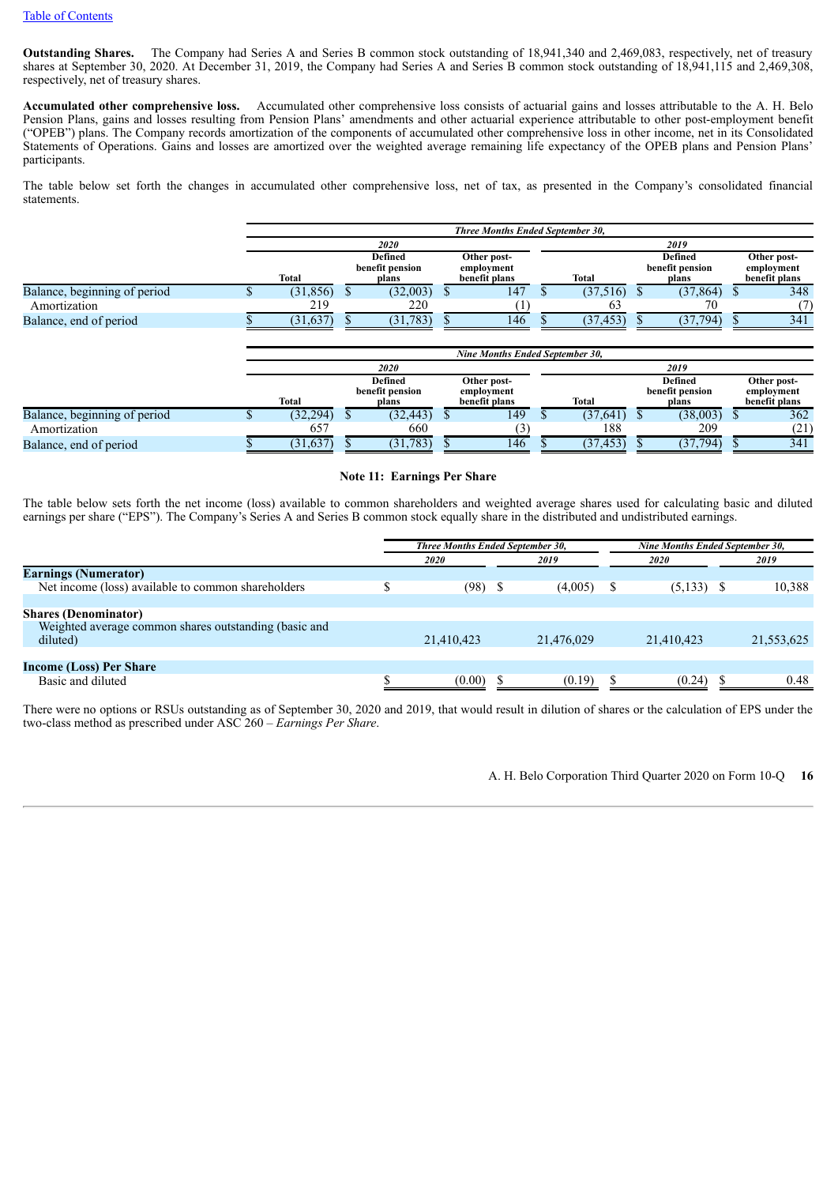[Table of Contents](#)

**Outstanding Shares.** The Company had Series A and Series B common stock outstanding of 18,941,340 and 2,469,083, respectively, net of treasury shares at September 30, 2020. At December 31, 2019, the Company had Series A and Series B common stock outstanding of 18,941,115 and 2,469,308, respectively, net of treasury shares.

**Accumulated other comprehensive loss.** Accumulated other comprehensive loss consists of actuarial gains and losses attributable to the A. H. Belo Pension Plans, gains and losses resulting from Pension Plans' amendments and other actuarial experience attributable to other post-employment benefit ("OPEB") plans. The Company records amortization of the components of accumulated other comprehensive loss in other income, net in its Consolidated Statements of Operations. Gains and losses are amortized over the weighted average remaining life expectancy of the OPEB plans and Pension Plans' participants.

The table below set forth the changes in accumulated other comprehensive loss, net of tax, as presented in the Company's consolidated financial statements.

| | *Three Months Ended September 30,* | | | | | |
|---|---|---|---|---|---|---|
| | *2020* | | | *2019* | | |
| | Total | Defined benefit pension plans | Other post-employment benefit plans | Total | Defined benefit pension plans | Other post-employment benefit plans |
| Balance, beginning of period | $ (31,856) | $ (32,003) | $ 147 | $ (37,516) | $ (37,864) | $ 348 |
| Amortization | 219 | 220 | (1) | 63 | 70 | (7) |
| Balance, end of period | $ (31,637) | $ (31,783) | $ 146 | $ (37,453) | $ (37,794) | $ 341 |

| | *Nine Months Ended September 30,* | | | | | |
|---|---|---|---|---|---|---|
| | *2020* | | | *2019* | | |
| | Total | Defined benefit pension plans | Other post-employment benefit plans | Total | Defined benefit pension plans | Other post-employment benefit plans |
| Balance, beginning of period | $ (32,294) | $ (32,443) | $ 149 | $ (37,641) | $ (38,003) | $ 362 |
| Amortization | 657 | 660 | (3) | 188 | 209 | (21) |
| Balance, end of period | $ (31,637) | $ (31,783) | $ 146 | $ (37,453) | $ (37,794) | $ 341 |

## Note 11: Earnings Per Share

The table below sets forth the net income (loss) available to common shareholders and weighted average shares used for calculating basic and diluted earnings per share ("EPS"). The Company's Series A and Series B common stock equally share in the distributed and undistributed earnings.

| | *Three Months Ended September 30,* | | *Nine Months Ended September 30,* | |
|---|---|---|---|---|
| | *2020* | *2019* | *2020* | *2019* |
| **Earnings (Numerator)** | | | | |
| Net income (loss) available to common shareholders | $ (98) | $ (4,005) | $ (5,133) | $ 10,388 |
| **Shares (Denominator)** | | | | |
| Weighted average common shares outstanding (basic and diluted) | 21,410,423 | 21,476,029 | 21,410,423 | 21,553,625 |
| **Income (Loss) Per Share** | | | | |
| Basic and diluted | $ (0.00) | $ (0.19) | $ (0.24) | $ 0.48 |

There were no options or RSUs outstanding as of September 30, 2020 and 2019, that would result in dilution of shares or the calculation of EPS under the two-class method as prescribed under ASC 260 – *Earnings Per Share*.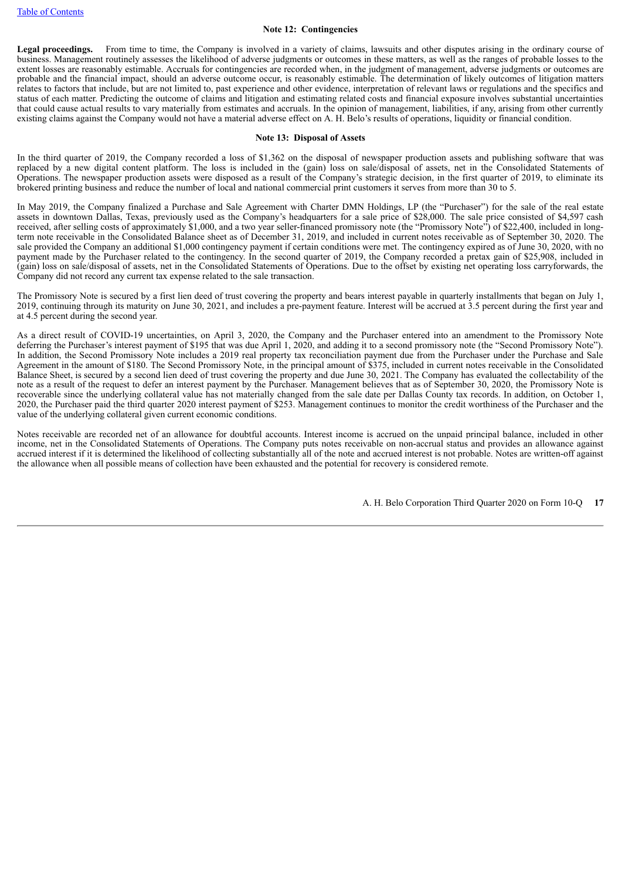## Note 12: Contingencies

**Legal proceedings.** From time to time, the Company is involved in a variety of claims, lawsuits and other disputes arising in the ordinary course of business. Management routinely assesses the likelihood of adverse judgments or outcomes in these matters, as well as the ranges of probable losses to the extent losses are reasonably estimable. Accruals for contingencies are recorded when, in the judgment of management, adverse judgments or outcomes are probable and the financial impact, should an adverse outcome occur, is reasonably estimable. The determination of likely outcomes of litigation matters relates to factors that include, but are not limited to, past experience and other evidence, interpretation of relevant laws or regulations and the specifics and status of each matter. Predicting the outcome of claims and litigation and estimating related costs and financial exposure involves substantial uncertainties that could cause actual results to vary materially from estimates and accruals. In the opinion of management, liabilities, if any, arising from other currently existing claims against the Company would not have a material adverse effect on A. H. Belo's results of operations, liquidity or financial condition.

## Note 13: Disposal of Assets

In the third quarter of 2019, the Company recorded a loss of $1,362 on the disposal of newspaper production assets and publishing software that was replaced by a new digital content platform. The loss is included in the (gain) loss on sale/disposal of assets, net in the Consolidated Statements of Operations. The newspaper production assets were disposed as a result of the Company's strategic decision, in the first quarter of 2019, to eliminate its brokered printing business and reduce the number of local and national commercial print customers it serves from more than 30 to 5.

In May 2019, the Company finalized a Purchase and Sale Agreement with Charter DMN Holdings, LP (the "Purchaser") for the sale of the real estate assets in downtown Dallas, Texas, previously used as the Company's headquarters for a sale price of $28,000. The sale price consisted of $4,597 cash received, after selling costs of approximately $1,000, and a two year seller-financed promissory note (the "Promissory Note") of $22,400, included in long-term note receivable in the Consolidated Balance sheet as of December 31, 2019, and included in current notes receivable as of September 30, 2020. The sale provided the Company an additional $1,000 contingency payment if certain conditions were met. The contingency expired as of June 30, 2020, with no payment made by the Purchaser related to the contingency. In the second quarter of 2019, the Company recorded a pretax gain of $25,908, included in (gain) loss on sale/disposal of assets, net in the Consolidated Statements of Operations. Due to the offset by existing net operating loss carryforwards, the Company did not record any current tax expense related to the sale transaction.

The Promissory Note is secured by a first lien deed of trust covering the property and bears interest payable in quarterly installments that began on July 1, 2019, continuing through its maturity on June 30, 2021, and includes a pre-payment feature. Interest will be accrued at 3.5 percent during the first year and at 4.5 percent during the second year.

As a direct result of COVID-19 uncertainties, on April 3, 2020, the Company and the Purchaser entered into an amendment to the Promissory Note deferring the Purchaser's interest payment of $195 that was due April 1, 2020, and adding it to a second promissory note (the "Second Promissory Note"). In addition, the Second Promissory Note includes a 2019 real property tax reconciliation payment due from the Purchaser under the Purchase and Sale Agreement in the amount of $180. The Second Promissory Note, in the principal amount of $375, included in current notes receivable in the Consolidated Balance Sheet, is secured by a second lien deed of trust covering the property and due June 30, 2021. The Company has evaluated the collectability of the note as a result of the request to defer an interest payment by the Purchaser. Management believes that as of September 30, 2020, the Promissory Note is recoverable since the underlying collateral value has not materially changed from the sale date per Dallas County tax records. In addition, on October 1, 2020, the Purchaser paid the third quarter 2020 interest payment of $253. Management continues to monitor the credit worthiness of the Purchaser and the value of the underlying collateral given current economic conditions.

Notes receivable are recorded net of an allowance for doubtful accounts. Interest income is accrued on the unpaid principal balance, included in other income, net in the Consolidated Statements of Operations. The Company puts notes receivable on non-accrual status and provides an allowance against accrued interest if it is determined the likelihood of collecting substantially all of the note and accrued interest is not probable. Notes are written-off against the allowance when all possible means of collection have been exhausted and the potential for recovery is considered remote.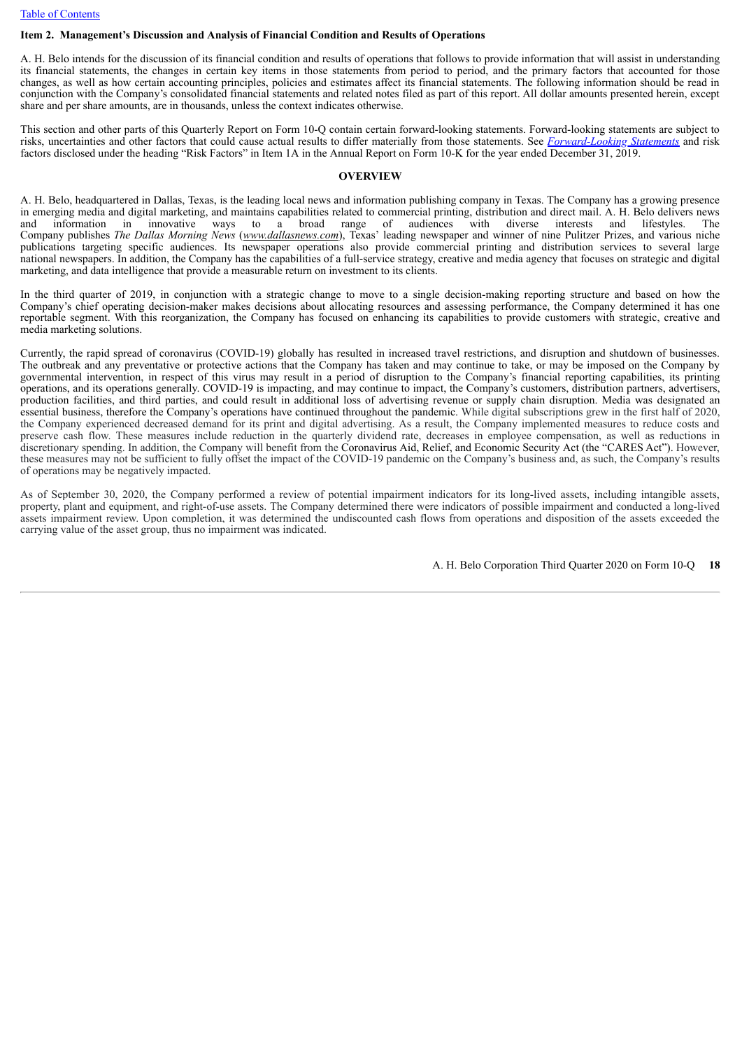## Item 2. Management's Discussion and Analysis of Financial Condition and Results of Operations

A. H. Belo intends for the discussion of its financial condition and results of operations that follows to provide information that will assist in understanding its financial statements, the changes in certain key items in those statements from period to period, and the primary factors that accounted for those changes, as well as how certain accounting principles, policies and estimates affect its financial statements. The following information should be read in conjunction with the Company's consolidated financial statements and related notes filed as part of this report. All dollar amounts presented herein, except share and per share amounts, are in thousands, unless the context indicates otherwise.

This section and other parts of this Quarterly Report on Form 10-Q contain certain forward-looking statements. Forward-looking statements are subject to risks, uncertainties and other factors that could cause actual results to differ materially from those statements. See *Forward-Looking Statements* and risk factors disclosed under the heading "Risk Factors" in Item 1A in the Annual Report on Form 10-K for the year ended December 31, 2019.

### OVERVIEW

A. H. Belo, headquartered in Dallas, Texas, is the leading local news and information publishing company in Texas. The Company has a growing presence in emerging media and digital marketing, and maintains capabilities related to commercial printing, distribution and direct mail. A. H. Belo delivers news and information in innovative ways to a broad range of audiences with diverse interests and lifestyles. The Company publishes *The Dallas Morning News* (*www.dallasnews.com*), Texas' leading newspaper and winner of nine Pulitzer Prizes, and various niche publications targeting specific audiences. Its newspaper operations also provide commercial printing and distribution services to several large national newspapers. In addition, the Company has the capabilities of a full-service strategy, creative and media agency that focuses on strategic and digital marketing, and data intelligence that provide a measurable return on investment to its clients.

In the third quarter of 2019, in conjunction with a strategic change to move to a single decision-making reporting structure and based on how the Company's chief operating decision-maker makes decisions about allocating resources and assessing performance, the Company determined it has one reportable segment. With this reorganization, the Company has focused on enhancing its capabilities to provide customers with strategic, creative and media marketing solutions.

Currently, the rapid spread of coronavirus (COVID-19) globally has resulted in increased travel restrictions, and disruption and shutdown of businesses. The outbreak and any preventative or protective actions that the Company has taken and may continue to take, or may be imposed on the Company by governmental intervention, in respect of this virus may result in a period of disruption to the Company's financial reporting capabilities, its printing operations, and its operations generally. COVID-19 is impacting, and may continue to impact, the Company's customers, distribution partners, advertisers, production facilities, and third parties, and could result in additional loss of advertising revenue or supply chain disruption. Media was designated an essential business, therefore the Company's operations have continued throughout the pandemic. While digital subscriptions grew in the first half of 2020, the Company experienced decreased demand for its print and digital advertising. As a result, the Company implemented measures to reduce costs and preserve cash flow. These measures include reduction in the quarterly dividend rate, decreases in employee compensation, as well as reductions in discretionary spending. In addition, the Company will benefit from the Coronavirus Aid, Relief, and Economic Security Act (the "CARES Act"). However, these measures may not be sufficient to fully offset the impact of the COVID-19 pandemic on the Company's business and, as such, the Company's results of operations may be negatively impacted.

As of September 30, 2020, the Company performed a review of potential impairment indicators for its long-lived assets, including intangible assets, property, plant and equipment, and right-of-use assets. The Company determined there were indicators of possible impairment and conducted a long-lived assets impairment review. Upon completion, it was determined the undiscounted cash flows from operations and disposition of the assets exceeded the carrying value of the asset group, thus no impairment was indicated.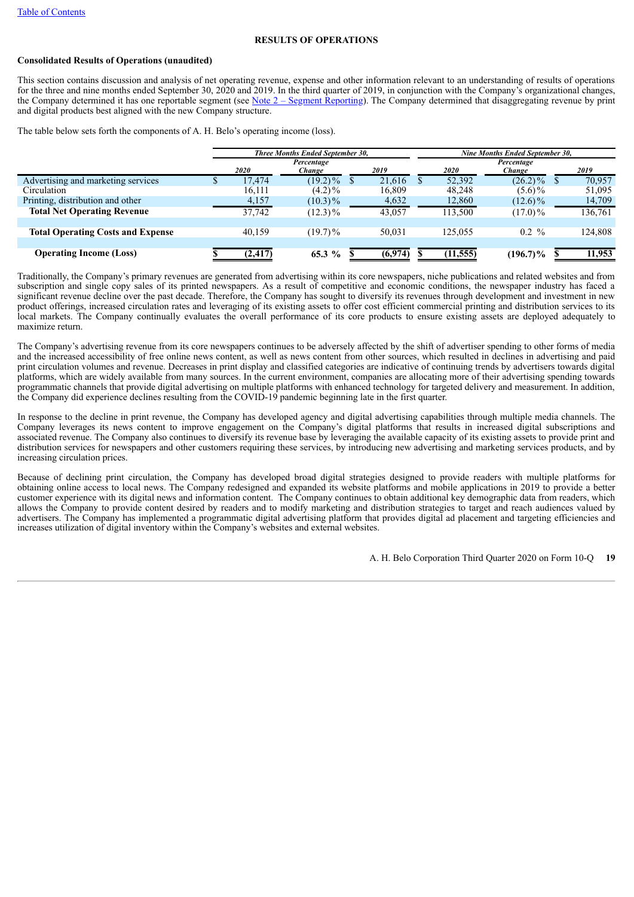## RESULTS OF OPERATIONS

**Consolidated Results of Operations (unaudited)**

This section contains discussion and analysis of net operating revenue, expense and other information relevant to an understanding of results of operations for the three and nine months ended September 30, 2020 and 2019. In the third quarter of 2019, in conjunction with the Company's organizational changes, the Company determined it has one reportable segment (see Note 2 – Segment Reporting). The Company determined that disaggregating revenue by print and digital products best aligned with the new Company structure.

The table below sets forth the components of A. H. Belo's operating income (loss).

| | *Three Months Ended September 30,* | | | *Nine Months Ended September 30,* | | |
|---|---|---|---|---|---|---|
| | *2020* | *Percentage Change* | *2019* | *2020* | *Percentage Change* | *2019* |
| Advertising and marketing services | $ 17,474 | (19.2)% | $ 21,616 | $ 52,392 | (26.2)% | $ 70,957 |
| Circulation | 16,111 | (4.2)% | 16,809 | 48,248 | (5.6)% | 51,095 |
| Printing, distribution and other | 4,157 | (10.3)% | 4,632 | 12,860 | (12.6)% | 14,709 |
| **Total Net Operating Revenue** | 37,742 | (12.3)% | 43,057 | 113,500 | (17.0)% | 136,761 |
| | | | | | | |
| **Total Operating Costs and Expense** | 40,159 | (19.7)% | 50,031 | 125,055 | 0.2 % | 124,808 |
| | | | | | | |
| **Operating Income (Loss)** | **$ (2,417)** | **65.3 %** | **$ (6,974)** | **$ (11,555)** | **(196.7)%** | **$ 11,953** |

Traditionally, the Company's primary revenues are generated from advertising within its core newspapers, niche publications and related websites and from subscription and single copy sales of its printed newspapers. As a result of competitive and economic conditions, the newspaper industry has faced a significant revenue decline over the past decade. Therefore, the Company has sought to diversify its revenues through development and investment in new product offerings, increased circulation rates and leveraging of its existing assets to offer cost efficient commercial printing and distribution services to its local markets. The Company continually evaluates the overall performance of its core products to ensure existing assets are deployed adequately to maximize return.

The Company's advertising revenue from its core newspapers continues to be adversely affected by the shift of advertiser spending to other forms of media and the increased accessibility of free online news content, as well as news content from other sources, which resulted in declines in advertising and paid print circulation volumes and revenue. Decreases in print display and classified categories are indicative of continuing trends by advertisers towards digital platforms, which are widely available from many sources. In the current environment, companies are allocating more of their advertising spending towards programmatic channels that provide digital advertising on multiple platforms with enhanced technology for targeted delivery and measurement. In addition, the Company did experience declines resulting from the COVID-19 pandemic beginning late in the first quarter.

In response to the decline in print revenue, the Company has developed agency and digital advertising capabilities through multiple media channels. The Company leverages its news content to improve engagement on the Company's digital platforms that results in increased digital subscriptions and associated revenue. The Company also continues to diversify its revenue base by leveraging the available capacity of its existing assets to provide print and distribution services for newspapers and other customers requiring these services, by introducing new advertising and marketing services products, and by increasing circulation prices.

Because of declining print circulation, the Company has developed broad digital strategies designed to provide readers with multiple platforms for obtaining online access to local news. The Company redesigned and expanded its website platforms and mobile applications in 2019 to provide a better customer experience with its digital news and information content. The Company continues to obtain additional key demographic data from readers, which allows the Company to provide content desired by readers and to modify marketing and distribution strategies to target and reach audiences valued by advertisers. The Company has implemented a programmatic digital advertising platform that provides digital ad placement and targeting efficiencies and increases utilization of digital inventory within the Company's websites and external websites.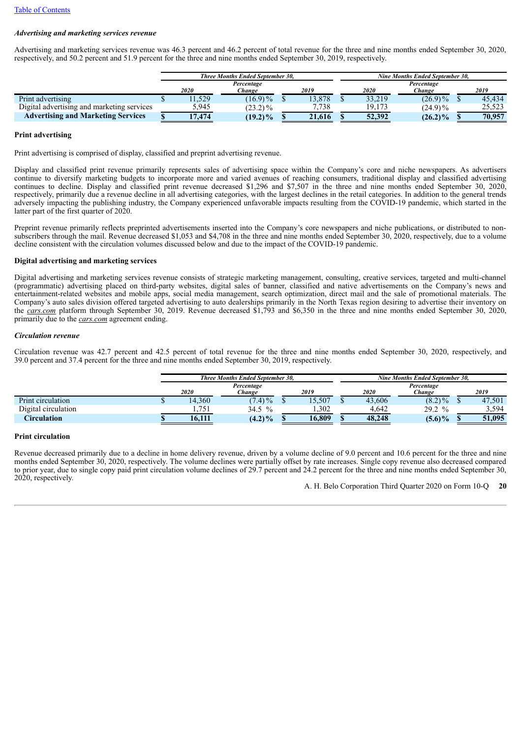*Advertising and marketing services revenue*

Advertising and marketing services revenue was 46.3 percent and 46.2 percent of total revenue for the three and nine months ended September 30, 2020, respectively, and 50.2 percent and 51.9 percent for the three and nine months ended September 30, 2019, respectively.

| | Three Months Ended September 30, | | | Nine Months Ended September 30, | | |
|---|---|---|---|---|---|---|
| | 2020 | Percentage Change | 2019 | 2020 | Percentage Change | 2019 |
| Print advertising | $ 11,529 | (16.9)% | $ 13,878 | $ 33,219 | (26.9)% | $ 45,434 |
| Digital advertising and marketing services | 5,945 | (23.2)% | 7,738 | 19,173 | (24.9)% | 25,523 |
| **Advertising and Marketing Services** | **$ 17,474** | **(19.2)%** | **$ 21,616** | **$ 52,392** | **(26.2)%** | **$ 70,957** |

**Print advertising**

Print advertising is comprised of display, classified and preprint advertising revenue.

Display and classified print revenue primarily represents sales of advertising space within the Company's core and niche newspapers. As advertisers continue to diversify marketing budgets to incorporate more and varied avenues of reaching consumers, traditional display and classified advertising continues to decline. Display and classified print revenue decreased $1,296 and $7,507 in the three and nine months ended September 30, 2020, respectively, primarily due a revenue decline in all advertising categories, with the largest declines in the retail categories. In addition to the general trends adversely impacting the publishing industry, the Company experienced unfavorable impacts resulting from the COVID-19 pandemic, which started in the latter part of the first quarter of 2020.

Preprint revenue primarily reflects preprinted advertisements inserted into the Company's core newspapers and niche publications, or distributed to non-subscribers through the mail. Revenue decreased $1,053 and $4,708 in the three and nine months ended September 30, 2020, respectively, due to a volume decline consistent with the circulation volumes discussed below and due to the impact of the COVID-19 pandemic.

**Digital advertising and marketing services**

Digital advertising and marketing services revenue consists of strategic marketing management, consulting, creative services, targeted and multi-channel (programmatic) advertising placed on third-party websites, digital sales of banner, classified and native advertisements on the Company's news and entertainment-related websites and mobile apps, social media management, search optimization, direct mail and the sale of promotional materials. The Company's auto sales division offered targeted advertising to auto dealerships primarily in the North Texas region desiring to advertise their inventory on the *cars.com* platform through September 30, 2019. Revenue decreased $1,793 and $6,350 in the three and nine months ended September 30, 2020, primarily due to the *cars.com* agreement ending.

*Circulation revenue*

Circulation revenue was 42.7 percent and 42.5 percent of total revenue for the three and nine months ended September 30, 2020, respectively, and 39.0 percent and 37.4 percent for the three and nine months ended September 30, 2019, respectively.

| | Three Months Ended September 30, | | | Nine Months Ended September 30, | | |
|---|---|---|---|---|---|---|
| | 2020 | Percentage Change | 2019 | 2020 | Percentage Change | 2019 |
| Print circulation | $ 14,360 | (7.4)% | $ 15,507 | $ 43,606 | (8.2)% | $ 47,501 |
| Digital circulation | 1,751 | 34.5 % | 1,302 | 4,642 | 29.2 % | 3,594 |
| **Circulation** | **$ 16,111** | **(4.2)%** | **$ 16,809** | **$ 48,248** | **(5.6)%** | **$ 51,095** |

**Print circulation**

Revenue decreased primarily due to a decline in home delivery revenue, driven by a volume decline of 9.0 percent and 10.6 percent for the three and nine months ended September 30, 2020, respectively. The volume declines were partially offset by rate increases. Single copy revenue also decreased compared to prior year, due to single copy paid print circulation volume declines of 29.7 percent and 24.2 percent for the three and nine months ended September 30, 2020, respectively.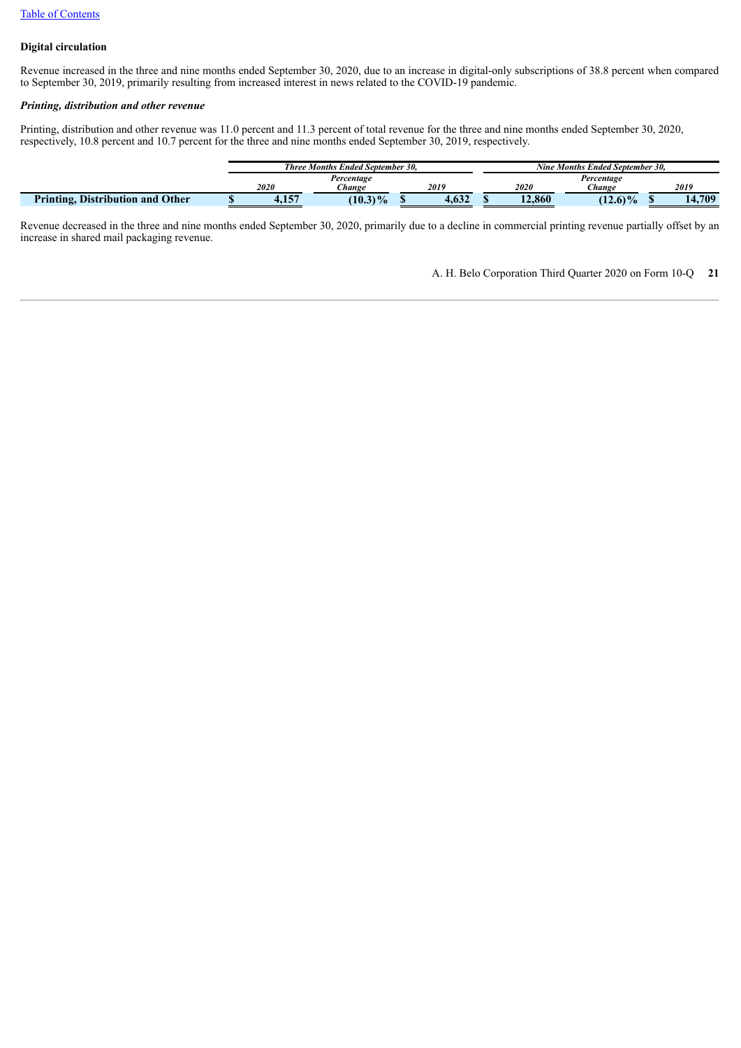**Digital circulation**

Revenue increased in the three and nine months ended September 30, 2020, due to an increase in digital-only subscriptions of 38.8 percent when compared to September 30, 2019, primarily resulting from increased interest in news related to the COVID-19 pandemic.

***Printing, distribution and other revenue***

Printing, distribution and other revenue was 11.0 percent and 11.3 percent of total revenue for the three and nine months ended September 30, 2020, respectively, 10.8 percent and 10.7 percent for the three and nine months ended September 30, 2019, respectively.

| | *Three Months Ended September 30,* | | | *Nine Months Ended September 30,* | | |
|---|---|---|---|---|---|---|
| | *2020* | *Percentage Change* | *2019* | *2020* | *Percentage Change* | *2019* |
| **Printing, Distribution and Other** | **$ 4,157** | **(10.3)%** | **$ 4,632** | **$ 12,860** | **(12.6)%** | **$ 14,709** |

Revenue decreased in the three and nine months ended September 30, 2020, primarily due to a decline in commercial printing revenue partially offset by an increase in shared mail packaging revenue.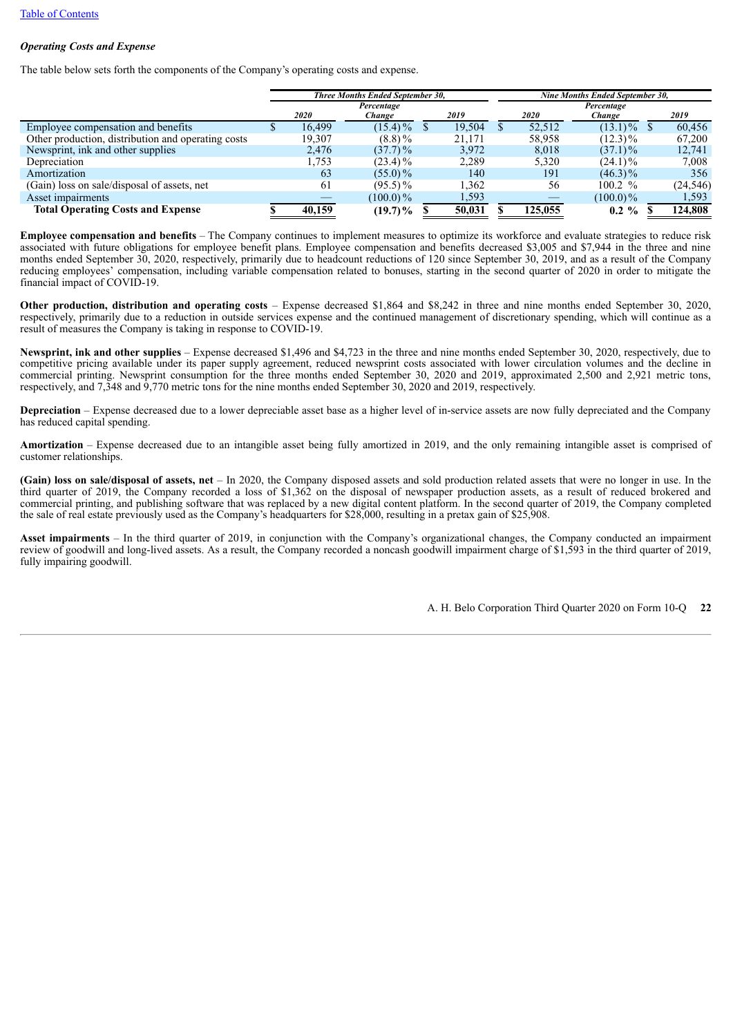[Table of Contents](#)

***Operating Costs and Expense***

The table below sets forth the components of the Company's operating costs and expense.

| | *Three Months Ended September 30,* | | | *Nine Months Ended September 30,* | | |
|---|---|---|---|---|---|---|
| | *2020* | *Percentage Change* | *2019* | *2020* | *Percentage Change* | *2019* |
| Employee compensation and benefits | $ 16,499 | (15.4) % | $ 19,504 | $ 52,512 | (13.1) % | $ 60,456 |
| Other production, distribution and operating costs | 19,307 | (8.8) % | 21,171 | 58,958 | (12.3) % | 67,200 |
| Newsprint, ink and other supplies | 2,476 | (37.7) % | 3,972 | 8,018 | (37.1) % | 12,741 |
| Depreciation | 1,753 | (23.4) % | 2,289 | 5,320 | (24.1) % | 7,008 |
| Amortization | 63 | (55.0) % | 140 | 191 | (46.3) % | 356 |
| (Gain) loss on sale/disposal of assets, net | 61 | (95.5) % | 1,362 | 56 | 100.2 % | (24,546) |
| Asset impairments | — | (100.0) % | 1,593 | — | (100.0) % | 1,593 |
| **Total Operating Costs and Expense** | **$ 40,159** | **(19.7) %** | **$ 50,031** | **$ 125,055** | **0.2 %** | **$ 124,808** |

**Employee compensation and benefits** – The Company continues to implement measures to optimize its workforce and evaluate strategies to reduce risk associated with future obligations for employee benefit plans. Employee compensation and benefits decreased $3,005 and $7,944 in the three and nine months ended September 30, 2020, respectively, primarily due to headcount reductions of 120 since September 30, 2019, and as a result of the Company reducing employees' compensation, including variable compensation related to bonuses, starting in the second quarter of 2020 in order to mitigate the financial impact of COVID-19.

**Other production, distribution and operating costs** – Expense decreased $1,864 and $8,242 in three and nine months ended September 30, 2020, respectively, primarily due to a reduction in outside services expense and the continued management of discretionary spending, which will continue as a result of measures the Company is taking in response to COVID-19.

**Newsprint, ink and other supplies** – Expense decreased $1,496 and $4,723 in the three and nine months ended September 30, 2020, respectively, due to competitive pricing available under its paper supply agreement, reduced newsprint costs associated with lower circulation volumes and the decline in commercial printing. Newsprint consumption for the three months ended September 30, 2020 and 2019, approximated 2,500 and 2,921 metric tons, respectively, and 7,348 and 9,770 metric tons for the nine months ended September 30, 2020 and 2019, respectively.

**Depreciation** – Expense decreased due to a lower depreciable asset base as a higher level of in-service assets are now fully depreciated and the Company has reduced capital spending.

**Amortization** – Expense decreased due to an intangible asset being fully amortized in 2019, and the only remaining intangible asset is comprised of customer relationships.

**(Gain) loss on sale/disposal of assets, net** – In 2020, the Company disposed assets and sold production related assets that were no longer in use. In the third quarter of 2019, the Company recorded a loss of $1,362 on the disposal of newspaper production assets, as a result of reduced brokered and commercial printing, and publishing software that was replaced by a new digital content platform. In the second quarter of 2019, the Company completed the sale of real estate previously used as the Company's headquarters for $28,000, resulting in a pretax gain of $25,908.

**Asset impairments** – In the third quarter of 2019, in conjunction with the Company's organizational changes, the Company conducted an impairment review of goodwill and long-lived assets. As a result, the Company recorded a noncash goodwill impairment charge of $1,593 in the third quarter of 2019, fully impairing goodwill.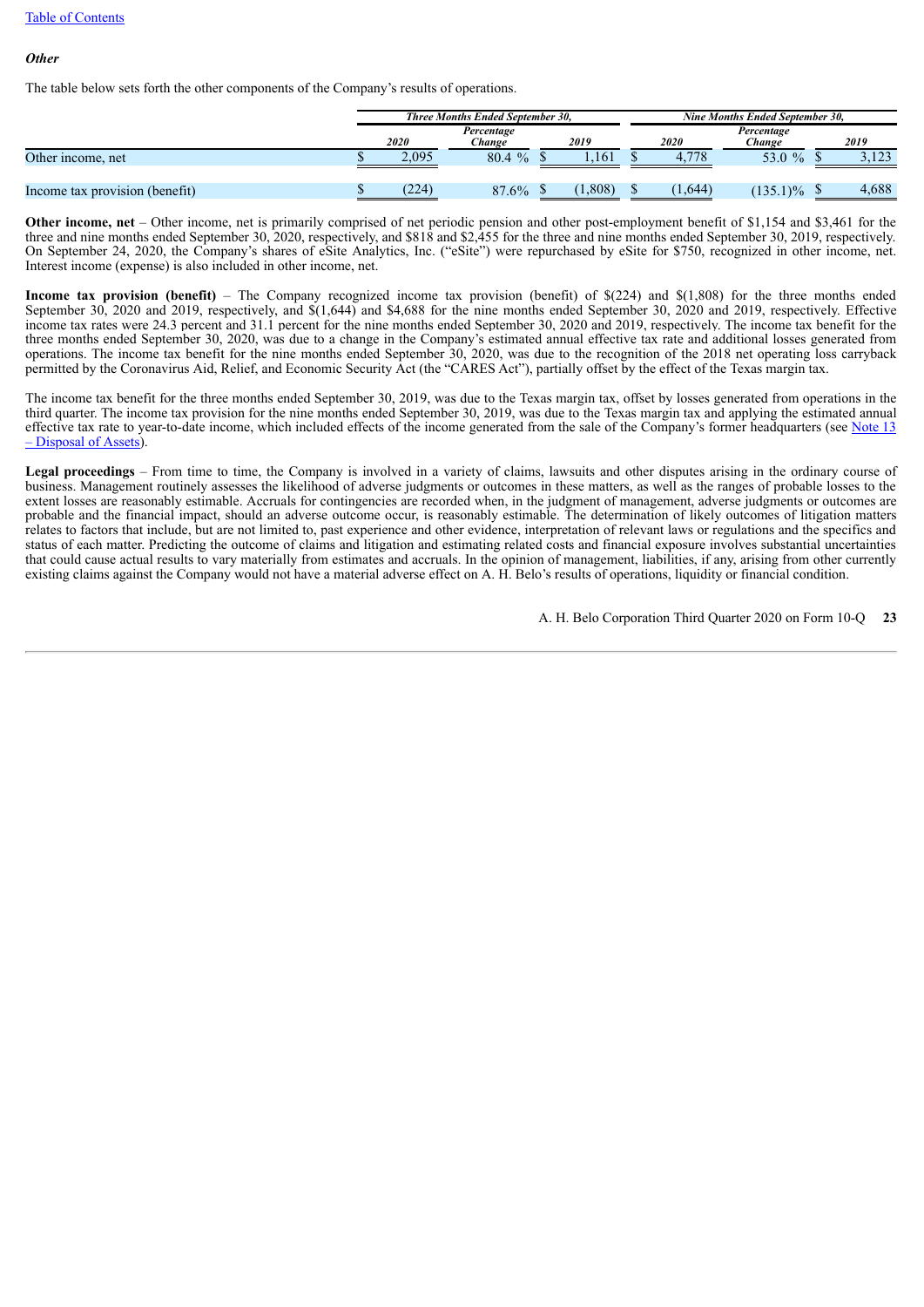*Other*

The table below sets forth the other components of the Company's results of operations.

| | Three Months Ended September 30, | | | Nine Months Ended September 30, | | |
|---|---|---|---|---|---|---|
| | 2020 | Percentage Change | 2019 | 2020 | Percentage Change | 2019 |
| Other income, net | $ 2,095 | 80.4 % | $ 1,161 | $ 4,778 | 53.0 % | $ 3,123 |
| Income tax provision (benefit) | $ (224) | 87.6% | $ (1,808) | $ (1,644) | (135.1)% | $ 4,688 |

**Other income, net** – Other income, net is primarily comprised of net periodic pension and other post-employment benefit of $1,154 and $3,461 for the three and nine months ended September 30, 2020, respectively, and $818 and $2,455 for the three and nine months ended September 30, 2019, respectively. On September 24, 2020, the Company's shares of eSite Analytics, Inc. ("eSite") were repurchased by eSite for $750, recognized in other income, net. Interest income (expense) is also included in other income, net.

**Income tax provision (benefit)** – The Company recognized income tax provision (benefit) of $(224) and $(1,808) for the three months ended September 30, 2020 and 2019, respectively, and $(1,644) and $4,688 for the nine months ended September 30, 2020 and 2019, respectively. Effective income tax rates were 24.3 percent and 31.1 percent for the nine months ended September 30, 2020 and 2019, respectively. The income tax benefit for the three months ended September 30, 2020, was due to a change in the Company's estimated annual effective tax rate and additional losses generated from operations. The income tax benefit for the nine months ended September 30, 2020, was due to the recognition of the 2018 net operating loss carryback permitted by the Coronavirus Aid, Relief, and Economic Security Act (the "CARES Act"), partially offset by the effect of the Texas margin tax.

The income tax benefit for the three months ended September 30, 2019, was due to the Texas margin tax, offset by losses generated from operations in the third quarter. The income tax provision for the nine months ended September 30, 2019, was due to the Texas margin tax and applying the estimated annual effective tax rate to year-to-date income, which included effects of the income generated from the sale of the Company's former headquarters (see Note 13 – Disposal of Assets).

**Legal proceedings** – From time to time, the Company is involved in a variety of claims, lawsuits and other disputes arising in the ordinary course of business. Management routinely assesses the likelihood of adverse judgments or outcomes in these matters, as well as the ranges of probable losses to the extent losses are reasonably estimable. Accruals for contingencies are recorded when, in the judgment of management, adverse judgments or outcomes are probable and the financial impact, should an adverse outcome occur, is reasonably estimable. The determination of likely outcomes of litigation matters relates to factors that include, but are not limited to, past experience and other evidence, interpretation of relevant laws or regulations and the specifics and status of each matter. Predicting the outcome of claims and litigation and estimating related costs and financial exposure involves substantial uncertainties that could cause actual results to vary materially from estimates and accruals. In the opinion of management, liabilities, if any, arising from other currently existing claims against the Company would not have a material adverse effect on A. H. Belo's results of operations, liquidity or financial condition.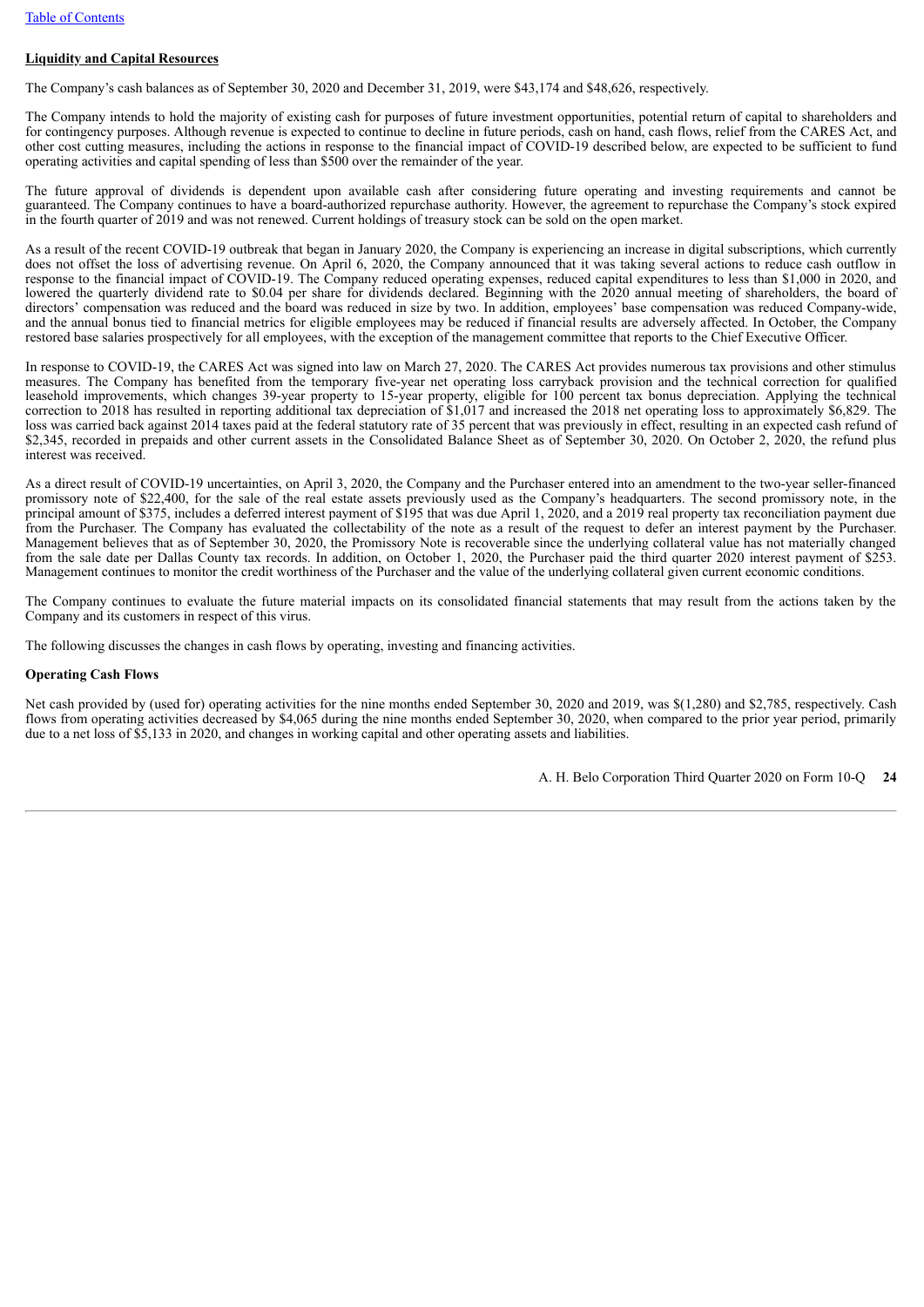**Liquidity and Capital Resources**

The Company's cash balances as of September 30, 2020 and December 31, 2019, were $43,174 and $48,626, respectively.

The Company intends to hold the majority of existing cash for purposes of future investment opportunities, potential return of capital to shareholders and for contingency purposes. Although revenue is expected to continue to decline in future periods, cash on hand, cash flows, relief from the CARES Act, and other cost cutting measures, including the actions in response to the financial impact of COVID-19 described below, are expected to be sufficient to fund operating activities and capital spending of less than $500 over the remainder of the year.

The future approval of dividends is dependent upon available cash after considering future operating and investing requirements and cannot be guaranteed. The Company continues to have a board-authorized repurchase authority. However, the agreement to repurchase the Company's stock expired in the fourth quarter of 2019 and was not renewed. Current holdings of treasury stock can be sold on the open market.

As a result of the recent COVID-19 outbreak that began in January 2020, the Company is experiencing an increase in digital subscriptions, which currently does not offset the loss of advertising revenue. On April 6, 2020, the Company announced that it was taking several actions to reduce cash outflow in response to the financial impact of COVID-19. The Company reduced operating expenses, reduced capital expenditures to less than $1,000 in 2020, and lowered the quarterly dividend rate to $0.04 per share for dividends declared. Beginning with the 2020 annual meeting of shareholders, the board of directors' compensation was reduced and the board was reduced in size by two. In addition, employees' base compensation was reduced Company-wide, and the annual bonus tied to financial metrics for eligible employees may be reduced if financial results are adversely affected. In October, the Company restored base salaries prospectively for all employees, with the exception of the management committee that reports to the Chief Executive Officer.

In response to COVID-19, the CARES Act was signed into law on March 27, 2020. The CARES Act provides numerous tax provisions and other stimulus measures. The Company has benefited from the temporary five-year net operating loss carryback provision and the technical correction for qualified leasehold improvements, which changes 39-year property to 15-year property, eligible for 100 percent tax bonus depreciation. Applying the technical correction to 2018 has resulted in reporting additional tax depreciation of $1,017 and increased the 2018 net operating loss to approximately $6,829. The loss was carried back against 2014 taxes paid at the federal statutory rate of 35 percent that was previously in effect, resulting in an expected cash refund of $2,345, recorded in prepaids and other current assets in the Consolidated Balance Sheet as of September 30, 2020. On October 2, 2020, the refund plus interest was received.

As a direct result of COVID-19 uncertainties, on April 3, 2020, the Company and the Purchaser entered into an amendment to the two-year seller-financed promissory note of $22,400, for the sale of the real estate assets previously used as the Company's headquarters. The second promissory note, in the principal amount of $375, includes a deferred interest payment of $195 that was due April 1, 2020, and a 2019 real property tax reconciliation payment due from the Purchaser. The Company has evaluated the collectability of the note as a result of the request to defer an interest payment by the Purchaser. Management believes that as of September 30, 2020, the Promissory Note is recoverable since the underlying collateral value has not materially changed from the sale date per Dallas County tax records. In addition, on October 1, 2020, the Purchaser paid the third quarter 2020 interest payment of $253. Management continues to monitor the credit worthiness of the Purchaser and the value of the underlying collateral given current economic conditions.

The Company continues to evaluate the future material impacts on its consolidated financial statements that may result from the actions taken by the Company and its customers in respect of this virus.

The following discusses the changes in cash flows by operating, investing and financing activities.

**Operating Cash Flows**

Net cash provided by (used for) operating activities for the nine months ended September 30, 2020 and 2019, was $(1,280) and $2,785, respectively. Cash flows from operating activities decreased by $4,065 during the nine months ended September 30, 2020, when compared to the prior year period, primarily due to a net loss of $5,133 in 2020, and changes in working capital and other operating assets and liabilities.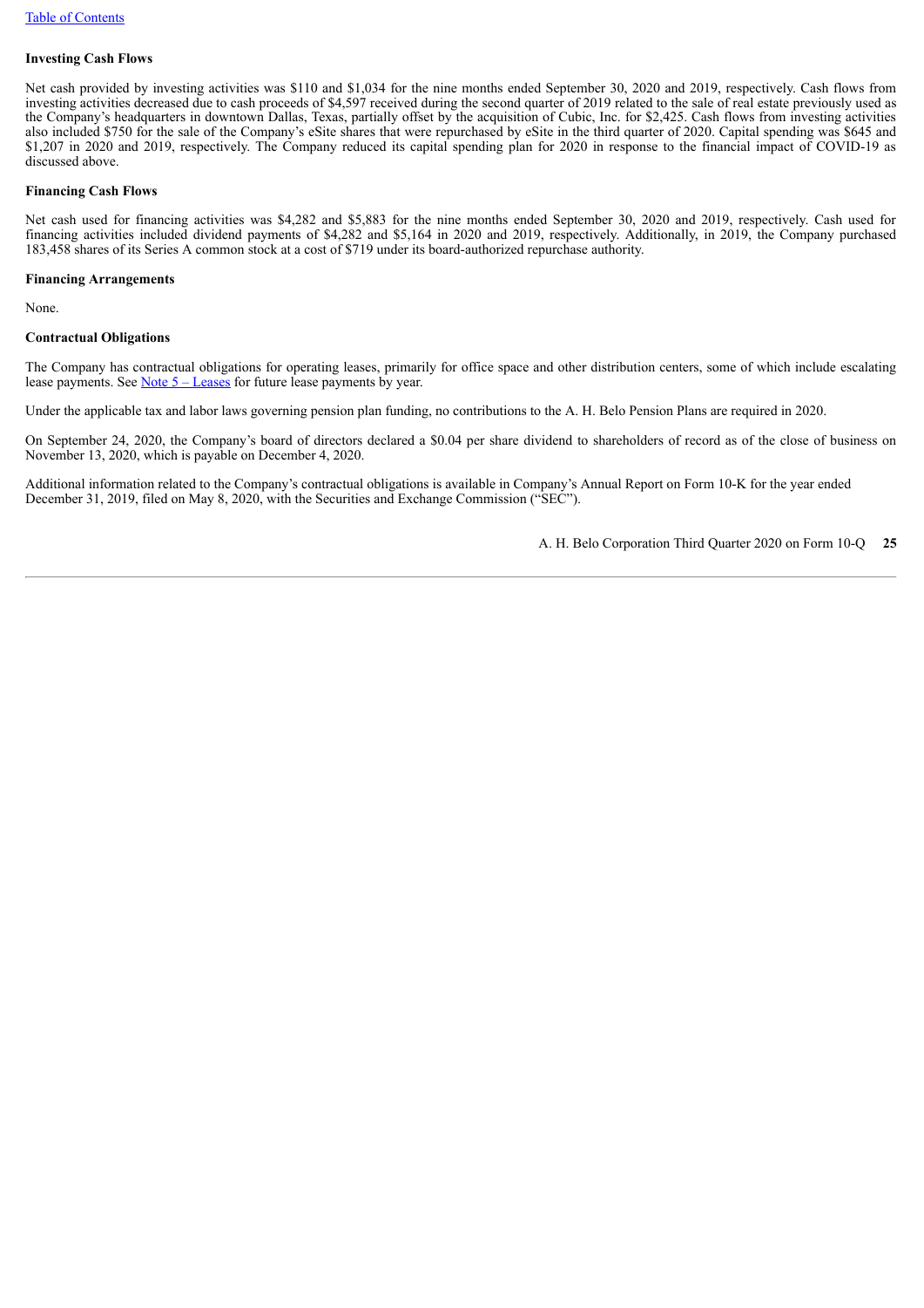**Investing Cash Flows**

Net cash provided by investing activities was $110 and $1,034 for the nine months ended September 30, 2020 and 2019, respectively. Cash flows from investing activities decreased due to cash proceeds of $4,597 received during the second quarter of 2019 related to the sale of real estate previously used as the Company's headquarters in downtown Dallas, Texas, partially offset by the acquisition of Cubic, Inc. for $2,425. Cash flows from investing activities also included $750 for the sale of the Company's eSite shares that were repurchased by eSite in the third quarter of 2020. Capital spending was $645 and $1,207 in 2020 and 2019, respectively. The Company reduced its capital spending plan for 2020 in response to the financial impact of COVID-19 as discussed above.

**Financing Cash Flows**

Net cash used for financing activities was $4,282 and $5,883 for the nine months ended September 30, 2020 and 2019, respectively. Cash used for financing activities included dividend payments of $4,282 and $5,164 in 2020 and 2019, respectively. Additionally, in 2019, the Company purchased 183,458 shares of its Series A common stock at a cost of $719 under its board-authorized repurchase authority.

**Financing Arrangements**

None.

**Contractual Obligations**

The Company has contractual obligations for operating leases, primarily for office space and other distribution centers, some of which include escalating lease payments. See Note 5 – Leases for future lease payments by year.

Under the applicable tax and labor laws governing pension plan funding, no contributions to the A. H. Belo Pension Plans are required in 2020.

On September 24, 2020, the Company's board of directors declared a $0.04 per share dividend to shareholders of record as of the close of business on November 13, 2020, which is payable on December 4, 2020.

Additional information related to the Company's contractual obligations is available in Company's Annual Report on Form 10-K for the year ended December 31, 2019, filed on May 8, 2020, with the Securities and Exchange Commission ("SEC").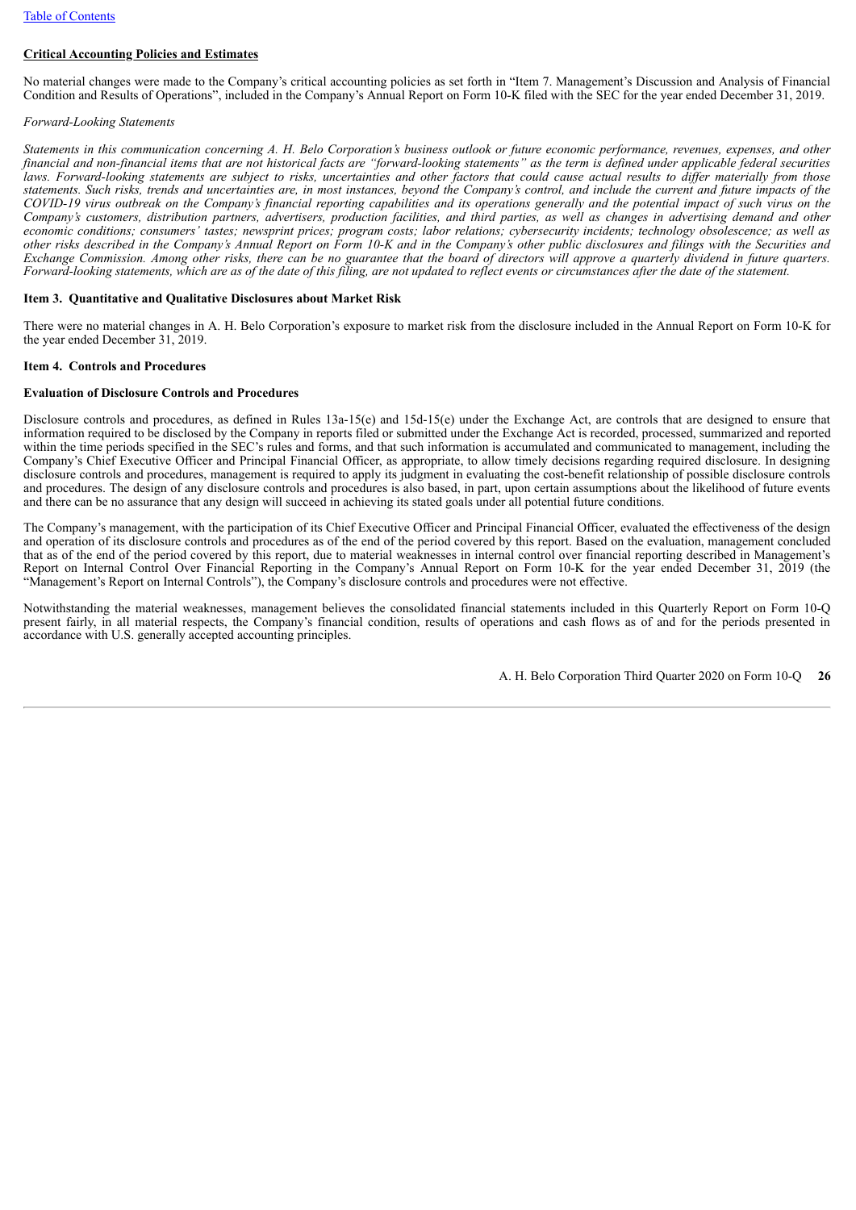**Critical Accounting Policies and Estimates**

No material changes were made to the Company's critical accounting policies as set forth in "Item 7. Management's Discussion and Analysis of Financial Condition and Results of Operations", included in the Company's Annual Report on Form 10-K filed with the SEC for the year ended December 31, 2019.

*Forward-Looking Statements*

*Statements in this communication concerning A. H. Belo Corporation's business outlook or future economic performance, revenues, expenses, and other financial and non-financial items that are not historical facts are "forward-looking statements" as the term is defined under applicable federal securities laws. Forward-looking statements are subject to risks, uncertainties and other factors that could cause actual results to differ materially from those statements. Such risks, trends and uncertainties are, in most instances, beyond the Company's control, and include the current and future impacts of the COVID-19 virus outbreak on the Company's financial reporting capabilities and its operations generally and the potential impact of such virus on the Company's customers, distribution partners, advertisers, production facilities, and third parties, as well as changes in advertising demand and other economic conditions; consumers' tastes; newsprint prices; program costs; labor relations; cybersecurity incidents; technology obsolescence; as well as other risks described in the Company's Annual Report on Form 10-K and in the Company's other public disclosures and filings with the Securities and Exchange Commission. Among other risks, there can be no guarantee that the board of directors will approve a quarterly dividend in future quarters. Forward-looking statements, which are as of the date of this filing, are not updated to reflect events or circumstances after the date of the statement.*

**Item 3. Quantitative and Qualitative Disclosures about Market Risk**

There were no material changes in A. H. Belo Corporation's exposure to market risk from the disclosure included in the Annual Report on Form 10-K for the year ended December 31, 2019.

**Item 4. Controls and Procedures**

**Evaluation of Disclosure Controls and Procedures**

Disclosure controls and procedures, as defined in Rules 13a-15(e) and 15d-15(e) under the Exchange Act, are controls that are designed to ensure that information required to be disclosed by the Company in reports filed or submitted under the Exchange Act is recorded, processed, summarized and reported within the time periods specified in the SEC's rules and forms, and that such information is accumulated and communicated to management, including the Company's Chief Executive Officer and Principal Financial Officer, as appropriate, to allow timely decisions regarding required disclosure. In designing disclosure controls and procedures, management is required to apply its judgment in evaluating the cost-benefit relationship of possible disclosure controls and procedures. The design of any disclosure controls and procedures is also based, in part, upon certain assumptions about the likelihood of future events and there can be no assurance that any design will succeed in achieving its stated goals under all potential future conditions.

The Company's management, with the participation of its Chief Executive Officer and Principal Financial Officer, evaluated the effectiveness of the design and operation of its disclosure controls and procedures as of the end of the period covered by this report. Based on the evaluation, management concluded that as of the end of the period covered by this report, due to material weaknesses in internal control over financial reporting described in Management's Report on Internal Control Over Financial Reporting in the Company's Annual Report on Form 10-K for the year ended December 31, 2019 (the "Management's Report on Internal Controls"), the Company's disclosure controls and procedures were not effective.

Notwithstanding the material weaknesses, management believes the consolidated financial statements included in this Quarterly Report on Form 10-Q present fairly, in all material respects, the Company's financial condition, results of operations and cash flows as of and for the periods presented in accordance with U.S. generally accepted accounting principles.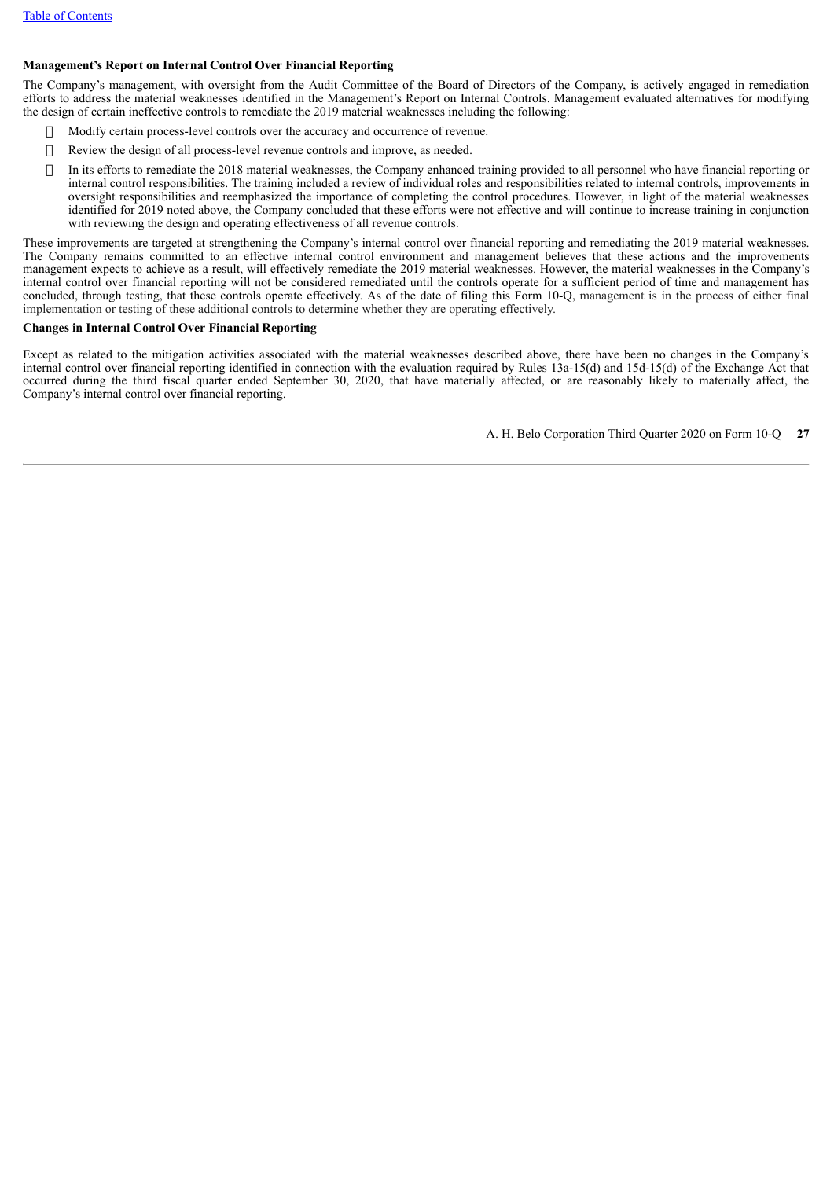**Management's Report on Internal Control Over Financial Reporting**

The Company's management, with oversight from the Audit Committee of the Board of Directors of the Company, is actively engaged in remediation efforts to address the material weaknesses identified in the Management's Report on Internal Controls. Management evaluated alternatives for modifying the design of certain ineffective controls to remediate the 2019 material weaknesses including the following:

- Modify certain process-level controls over the accuracy and occurrence of revenue.
- Review the design of all process-level revenue controls and improve, as needed.
- In its efforts to remediate the 2018 material weaknesses, the Company enhanced training provided to all personnel who have financial reporting or internal control responsibilities. The training included a review of individual roles and responsibilities related to internal controls, improvements in oversight responsibilities and reemphasized the importance of completing the control procedures. However, in light of the material weaknesses identified for 2019 noted above, the Company concluded that these efforts were not effective and will continue to increase training in conjunction with reviewing the design and operating effectiveness of all revenue controls.

These improvements are targeted at strengthening the Company's internal control over financial reporting and remediating the 2019 material weaknesses. The Company remains committed to an effective internal control environment and management believes that these actions and the improvements management expects to achieve as a result, will effectively remediate the 2019 material weaknesses. However, the material weaknesses in the Company's internal control over financial reporting will not be considered remediated until the controls operate for a sufficient period of time and management has concluded, through testing, that these controls operate effectively. As of the date of filing this Form 10-Q, management is in the process of either final implementation or testing of these additional controls to determine whether they are operating effectively.

**Changes in Internal Control Over Financial Reporting**

Except as related to the mitigation activities associated with the material weaknesses described above, there have been no changes in the Company's internal control over financial reporting identified in connection with the evaluation required by Rules 13a-15(d) and 15d-15(d) of the Exchange Act that occurred during the third fiscal quarter ended September 30, 2020, that have materially affected, or are reasonably likely to materially affect, the Company's internal control over financial reporting.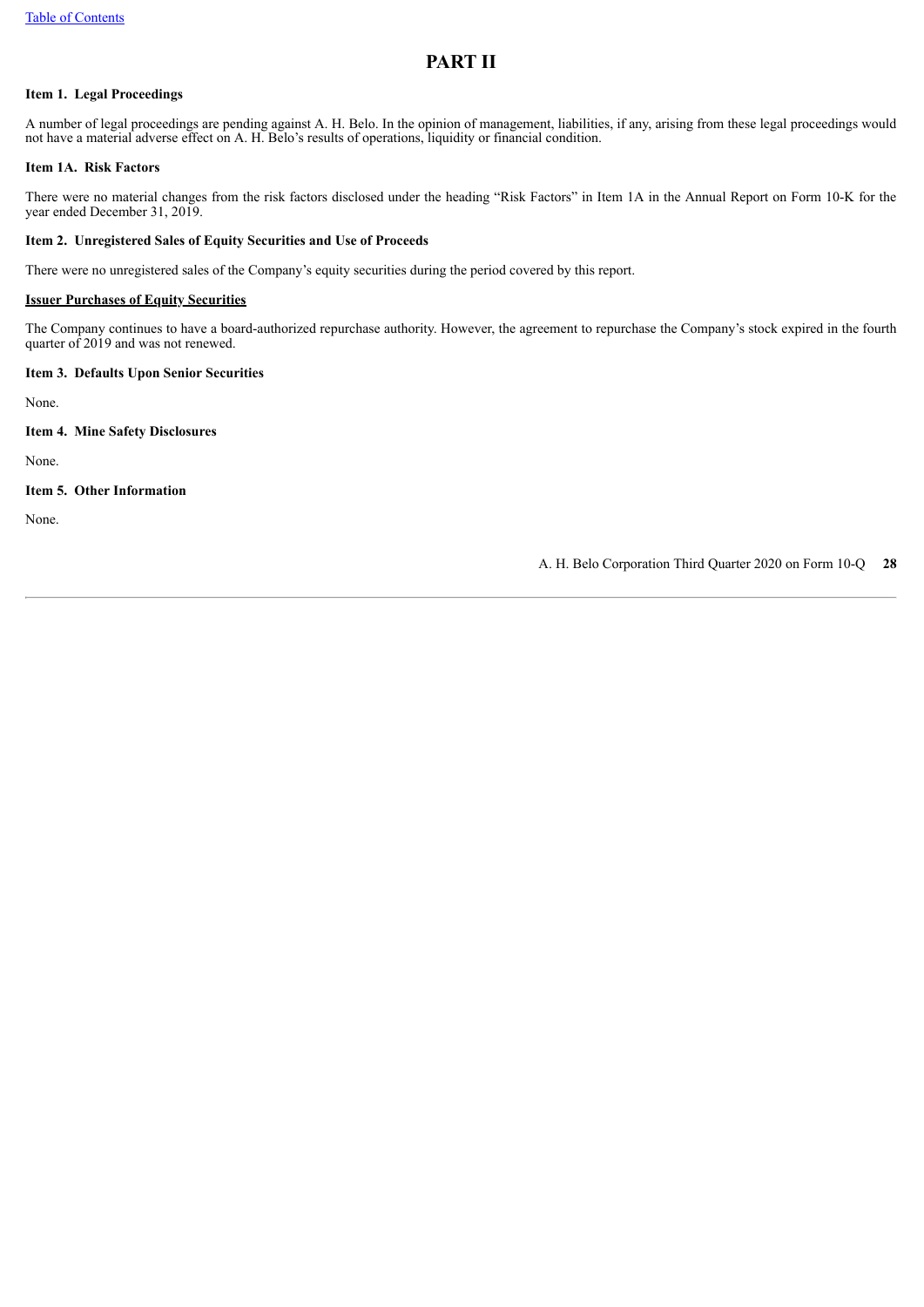# PART II

**Item 1. Legal Proceedings**

A number of legal proceedings are pending against A. H. Belo. In the opinion of management, liabilities, if any, arising from these legal proceedings would not have a material adverse effect on A. H. Belo's results of operations, liquidity or financial condition.

**Item 1A. Risk Factors**

There were no material changes from the risk factors disclosed under the heading "Risk Factors" in Item 1A in the Annual Report on Form 10-K for the year ended December 31, 2019.

**Item 2. Unregistered Sales of Equity Securities and Use of Proceeds**

There were no unregistered sales of the Company's equity securities during the period covered by this report.

**Issuer Purchases of Equity Securities**

The Company continues to have a board-authorized repurchase authority. However, the agreement to repurchase the Company's stock expired in the fourth quarter of 2019 and was not renewed.

**Item 3. Defaults Upon Senior Securities**

None.

**Item 4. Mine Safety Disclosures**

None.

**Item 5. Other Information**

None.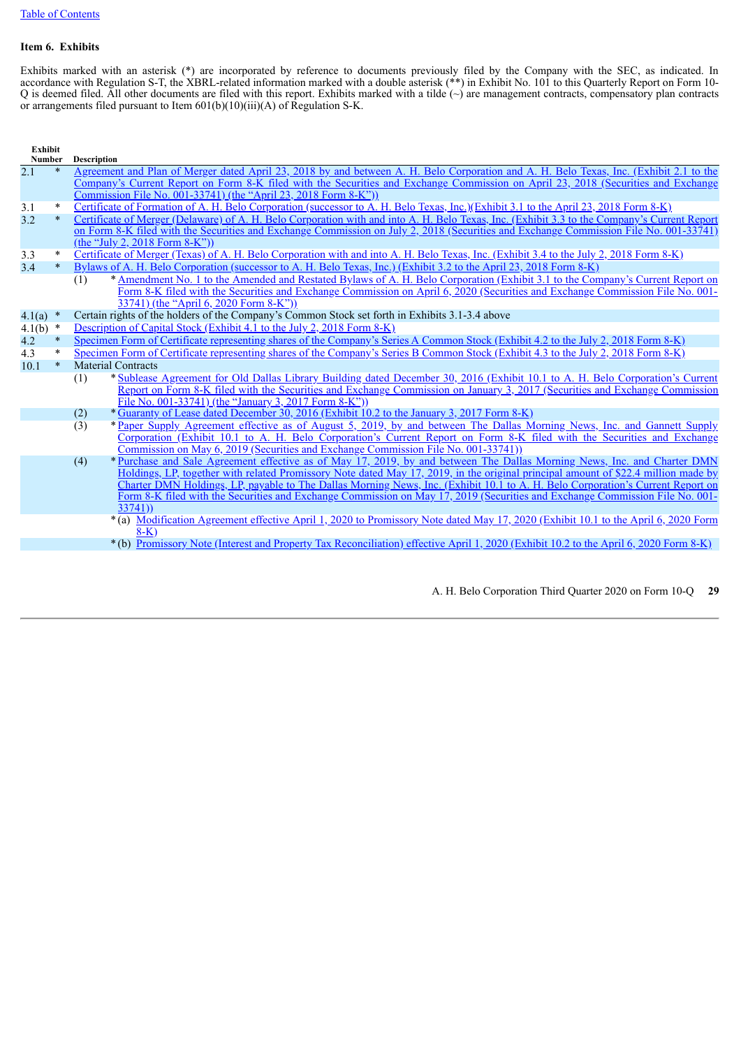Table of Contents

**Item 6. Exhibits**

Exhibits marked with an asterisk (*) are incorporated by reference to documents previously filed by the Company with the SEC, as indicated. In accordance with Regulation S-T, the XBRL-related information marked with a double asterisk (**) in Exhibit No. 101 to this Quarterly Report on Form 10-Q is deemed filed. All other documents are filed with this report. Exhibits marked with a tilde (~) are management contracts, compensatory plan contracts or arrangements filed pursuant to Item 601(b)(10)(iii)(A) of Regulation S-K.

| Exhibit Number | | Description |
|---|---|---|
| 2.1 | * | Agreement and Plan of Merger dated April 23, 2018 by and between A. H. Belo Corporation and A. H. Belo Texas, Inc. (Exhibit 2.1 to the Company's Current Report on Form 8-K filed with the Securities and Exchange Commission on April 23, 2018 (Securities and Exchange Commission File No. 001-33741) (the "April 23, 2018 Form 8-K")) |
| 3.1 | * | Certificate of Formation of A. H. Belo Corporation (successor to A. H. Belo Texas, Inc.)(Exhibit 3.1 to the April 23, 2018 Form 8-K) |
| 3.2 | * | Certificate of Merger (Delaware) of A. H. Belo Corporation with and into A. H. Belo Texas, Inc. (Exhibit 3.3 to the Company's Current Report on Form 8-K filed with the Securities and Exchange Commission on July 2, 2018 (Securities and Exchange Commission File No. 001-33741) (the "July 2, 2018 Form 8-K")) |
| 3.3 | * | Certificate of Merger (Texas) of A. H. Belo Corporation with and into A. H. Belo Texas, Inc. (Exhibit 3.4 to the July 2, 2018 Form 8-K) |
| 3.4 | * | Bylaws of A. H. Belo Corporation (successor to A. H. Belo Texas, Inc.) (Exhibit 3.2 to the April 23, 2018 Form 8-K) |
| | | (1) * Amendment No. 1 to the Amended and Restated Bylaws of A. H. Belo Corporation (Exhibit 3.1 to the Company's Current Report on Form 8-K filed with the Securities and Exchange Commission on April 6, 2020 (Securities and Exchange Commission File No. 001-33741) (the "April 6, 2020 Form 8-K")) |
| 4.1(a) | * | Certain rights of the holders of the Company's Common Stock set forth in Exhibits 3.1-3.4 above |
| 4.1(b) | * | Description of Capital Stock (Exhibit 4.1 to the July 2, 2018 Form 8-K) |
| 4.2 | * | Specimen Form of Certificate representing shares of the Company's Series A Common Stock (Exhibit 4.2 to the July 2, 2018 Form 8-K) |
| 4.3 | * | Specimen Form of Certificate representing shares of the Company's Series B Common Stock (Exhibit 4.3 to the July 2, 2018 Form 8-K) |
| 10.1 | * | Material Contracts |
| | | (1) * Sublease Agreement for Old Dallas Library Building dated December 30, 2016 (Exhibit 10.1 to A. H. Belo Corporation's Current Report on Form 8-K filed with the Securities and Exchange Commission on January 3, 2017 (Securities and Exchange Commission File No. 001-33741) (the "January 3, 2017 Form 8-K")) |
| | | (2) * Guaranty of Lease dated December 30, 2016 (Exhibit 10.2 to the January 3, 2017 Form 8-K) |
| | | (3) * Paper Supply Agreement effective as of August 5, 2019, by and between The Dallas Morning News, Inc. and Gannett Supply Corporation (Exhibit 10.1 to A. H. Belo Corporation's Current Report on Form 8-K filed with the Securities and Exchange Commission on May 6, 2019 (Securities and Exchange Commission File No. 001-33741)) |
| | | (4) * Purchase and Sale Agreement effective as of May 17, 2019, by and between The Dallas Morning News, Inc. and Charter DMN Holdings, LP, together with related Promissory Note dated May 17, 2019, in the original principal amount of $22.4 million made by Charter DMN Holdings, LP, payable to The Dallas Morning News, Inc. (Exhibit 10.1 to A. H. Belo Corporation's Current Report on Form 8-K filed with the Securities and Exchange Commission on May 17, 2019 (Securities and Exchange Commission File No. 001-33741)) |
| | | * (a) Modification Agreement effective April 1, 2020 to Promissory Note dated May 17, 2020 (Exhibit 10.1 to the April 6, 2020 Form 8-K) |
| | | * (b) Promissory Note (Interest and Property Tax Reconciliation) effective April 1, 2020 (Exhibit 10.2 to the April 6, 2020 Form 8-K) |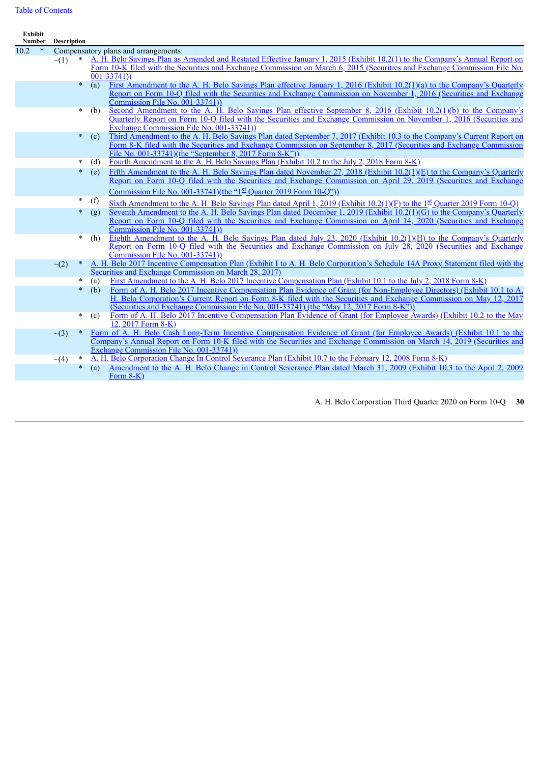[Table of Contents](#)

| Exhibit Number | | Description | | | |
|---|---|---|---|---|---|
| 10.2 | * | Compensatory plans and arrangements: | | | |
| | | ~(1) | * | | A. H. Belo Savings Plan as Amended and Restated Effective January 1, 2015 (Exhibit 10.2(1) to the Company's Annual Report on Form 10-K filed with the Securities and Exchange Commission on March 6, 2015 (Securities and Exchange Commission File No. 001-33741)) |
| | | | * | (a) | First Amendment to the A. H. Belo Savings Plan effective January 1, 2016 (Exhibit 10.2(1)(a) to the Company's Quarterly Report on Form 10-Q filed with the Securities and Exchange Commission on November 1, 2016 (Securities and Exchange Commission File No. 001-33741)) |
| | | | * | (b) | Second Amendment to the A. H. Belo Savings Plan effective September 8, 2016 (Exhibit 10.2(1)(b) to the Company's Quarterly Report on Form 10-Q filed with the Securities and Exchange Commission on November 1, 2016 (Securities and Exchange Commission File No. 001-33741)) |
| | | | * | (c) | Third Amendment to the A. H. Belo Savings Plan dated September 7, 2017 (Exhibit 10.3 to the Company's Current Report on Form 8-K filed with the Securities and Exchange Commission on September 8, 2017 (Securities and Exchange Commission File No. 001-33741)(the "September 8, 2017 Form 8-K")) |
| | | | * | (d) | Fourth Amendment to the A. H. Belo Savings Plan (Exhibit 10.2 to the July 2, 2018 Form 8-K) |
| | | | * | (e) | Fifth Amendment to the A. H. Belo Savings Plan dated November 27, 2018 (Exhibit 10.2(1)(E) to the Company's Quarterly Report on Form 10-Q filed with the Securities and Exchange Commission on April 29, 2019 (Securities and Exchange Commission File No. 001-33741)(the "1st Quarter 2019 Form 10-Q")) |
| | | | * | (f) | Sixth Amendment to the A. H. Belo Savings Plan dated April 1, 2019 (Exhibit 10.2(1)(F) to the 1st Quarter 2019 Form 10-Q) |
| | | | * | (g) | Seventh Amendment to the A. H. Belo Savings Plan dated December 1, 2019 (Exhibit 10.2(1)(G) to the Company's Quarterly Report on Form 10-Q filed with the Securities and Exchange Commission on April 14, 2020 (Securities and Exchange Commission File No. 001-33741)) |
| | | | * | (h) | Eighth Amendment to the A. H. Belo Savings Plan dated July 23, 2020 (Exhibit 10.2(1)(H) to the Company's Quarterly Report on Form 10-Q filed with the Securities and Exchange Commission on July 28, 2020 (Securities and Exchange Commission File No. 001-33741)) |
| | | ~(2) | * | | A. H. Belo 2017 Incentive Compensation Plan (Exhibit I to A. H. Belo Corporation's Schedule 14A Proxy Statement filed with the Securities and Exchange Commission on March 28, 2017) |
| | | | * | (a) | First Amendment to the A. H. Belo 2017 Incentive Compensation Plan (Exhibit 10.1 to the July 2, 2018 Form 8-K) |
| | | | * | (b) | Form of A. H. Belo 2017 Incentive Compensation Plan Evidence of Grant (for Non-Employee Directors) (Exhibit 10.1 to A. H. Belo Corporation's Current Report on Form 8-K filed with the Securities and Exchange Commission on May 12, 2017 (Securities and Exchange Commission File No. 001-33741) (the "May 12, 2017 Form 8-K")) |
| | | | * | (c) | Form of A. H. Belo 2017 Incentive Compensation Plan Evidence of Grant (for Employee Awards) (Exhibit 10.2 to the May 12, 2017 Form 8-K) |
| | | ~(3) | * | | Form of A. H. Belo Cash Long-Term Incentive Compensation Evidence of Grant (for Employee Awards) (Exhibit 10.1 to the Company's Annual Report on Form 10-K filed with the Securities and Exchange Commission on March 14, 2019 (Securities and Exchange Commission File No. 001-33741)) |
| | | ~(4) | * | | A. H. Belo Corporation Change In Control Severance Plan (Exhibit 10.7 to the February 12, 2008 Form 8-K) |
| | | | * | (a) | Amendment to the A. H. Belo Change in Control Severance Plan dated March 31, 2009 (Exhibit 10.3 to the April 2, 2009 Form 8-K) |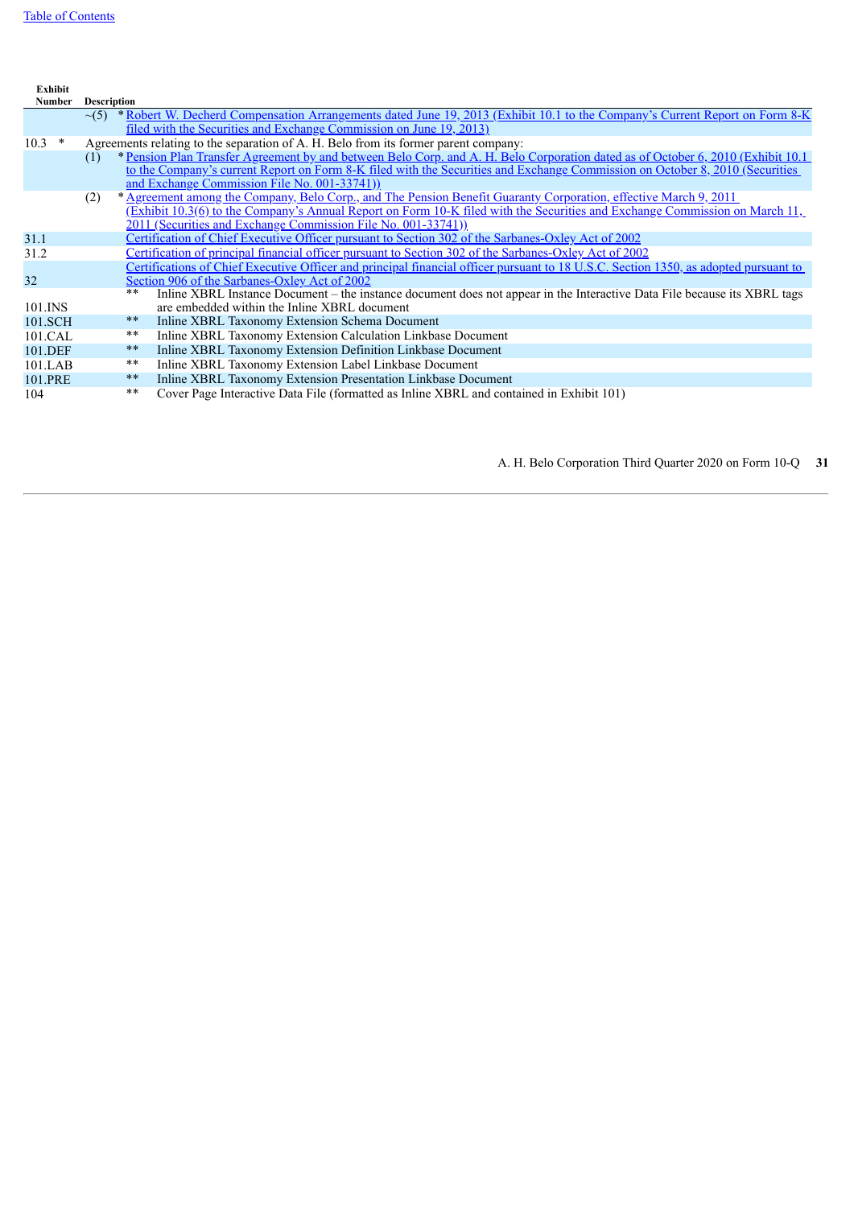| Exhibit Number | Description |
|---|---|
| | ~(5) * Robert W. Decherd Compensation Arrangements dated June 19, 2013 (Exhibit 10.1 to the Company's Current Report on Form 8-K filed with the Securities and Exchange Commission on June 19, 2013) |
| 10.3 * | Agreements relating to the separation of A. H. Belo from its former parent company: |
| | (1) * Pension Plan Transfer Agreement by and between Belo Corp. and A. H. Belo Corporation dated as of October 6, 2010 (Exhibit 10.1 to the Company's current Report on Form 8-K filed with the Securities and Exchange Commission on October 8, 2010 (Securities and Exchange Commission File No. 001-33741)) |
| | (2) * Agreement among the Company, Belo Corp., and The Pension Benefit Guaranty Corporation, effective March 9, 2011 (Exhibit 10.3(6) to the Company's Annual Report on Form 10-K filed with the Securities and Exchange Commission on March 11, 2011 (Securities and Exchange Commission File No. 001-33741)) |
| 31.1 | Certification of Chief Executive Officer pursuant to Section 302 of the Sarbanes-Oxley Act of 2002 |
| 31.2 | Certification of principal financial officer pursuant to Section 302 of the Sarbanes-Oxley Act of 2002 |
| 32 | Certifications of Chief Executive Officer and principal financial officer pursuant to 18 U.S.C. Section 1350, as adopted pursuant to Section 906 of the Sarbanes-Oxley Act of 2002 |
| 101.INS | ** Inline XBRL Instance Document – the instance document does not appear in the Interactive Data File because its XBRL tags are embedded within the Inline XBRL document |
| 101.SCH | ** Inline XBRL Taxonomy Extension Schema Document |
| 101.CAL | ** Inline XBRL Taxonomy Extension Calculation Linkbase Document |
| 101.DEF | ** Inline XBRL Taxonomy Extension Definition Linkbase Document |
| 101.LAB | ** Inline XBRL Taxonomy Extension Label Linkbase Document |
| 101.PRE | ** Inline XBRL Taxonomy Extension Presentation Linkbase Document |
| 104 | ** Cover Page Interactive Data File (formatted as Inline XBRL and contained in Exhibit 101) |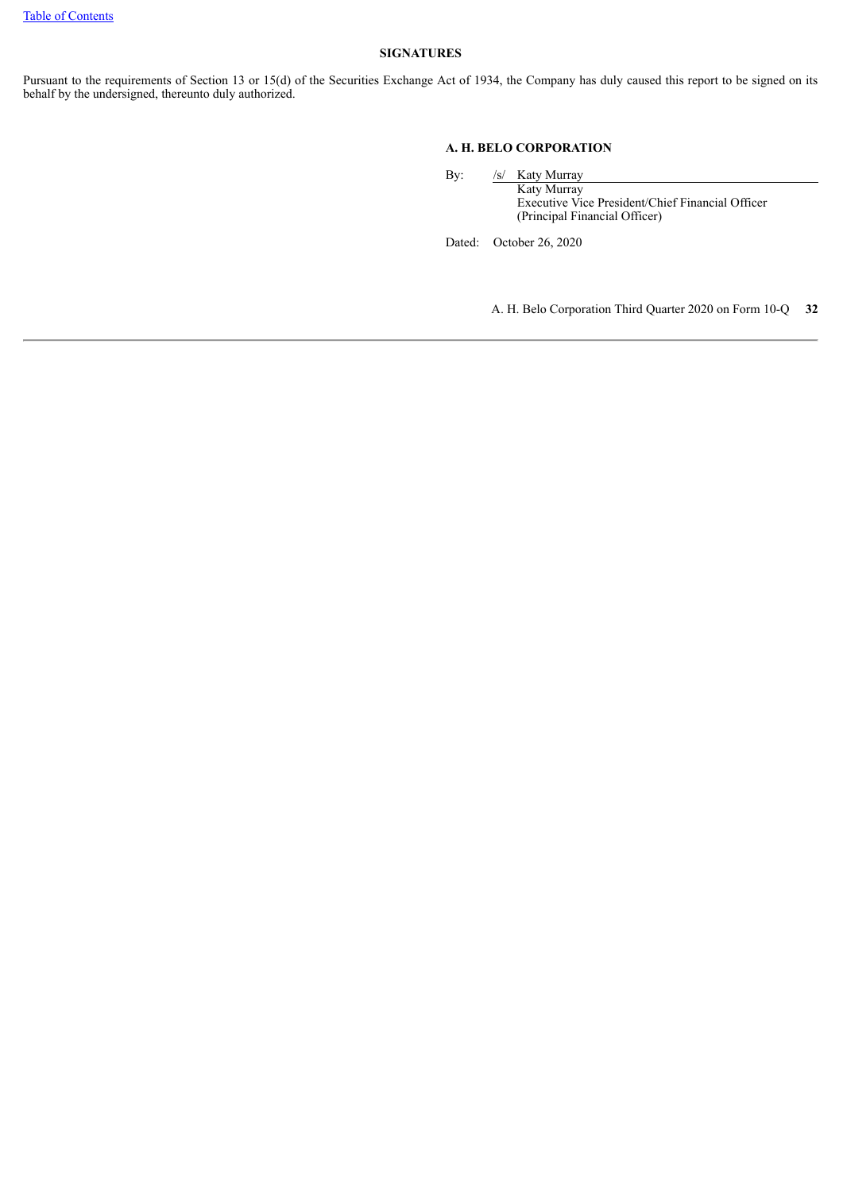## SIGNATURES

Pursuant to the requirements of Section 13 or 15(d) of the Securities Exchange Act of 1934, the Company has duly caused this report to be signed on its behalf by the undersigned, thereunto duly authorized.

**A. H. BELO CORPORATION**

By: /s/ Katy Murray

Katy Murray
Executive Vice President/Chief Financial Officer
(Principal Financial Officer)

Dated: October 26, 2020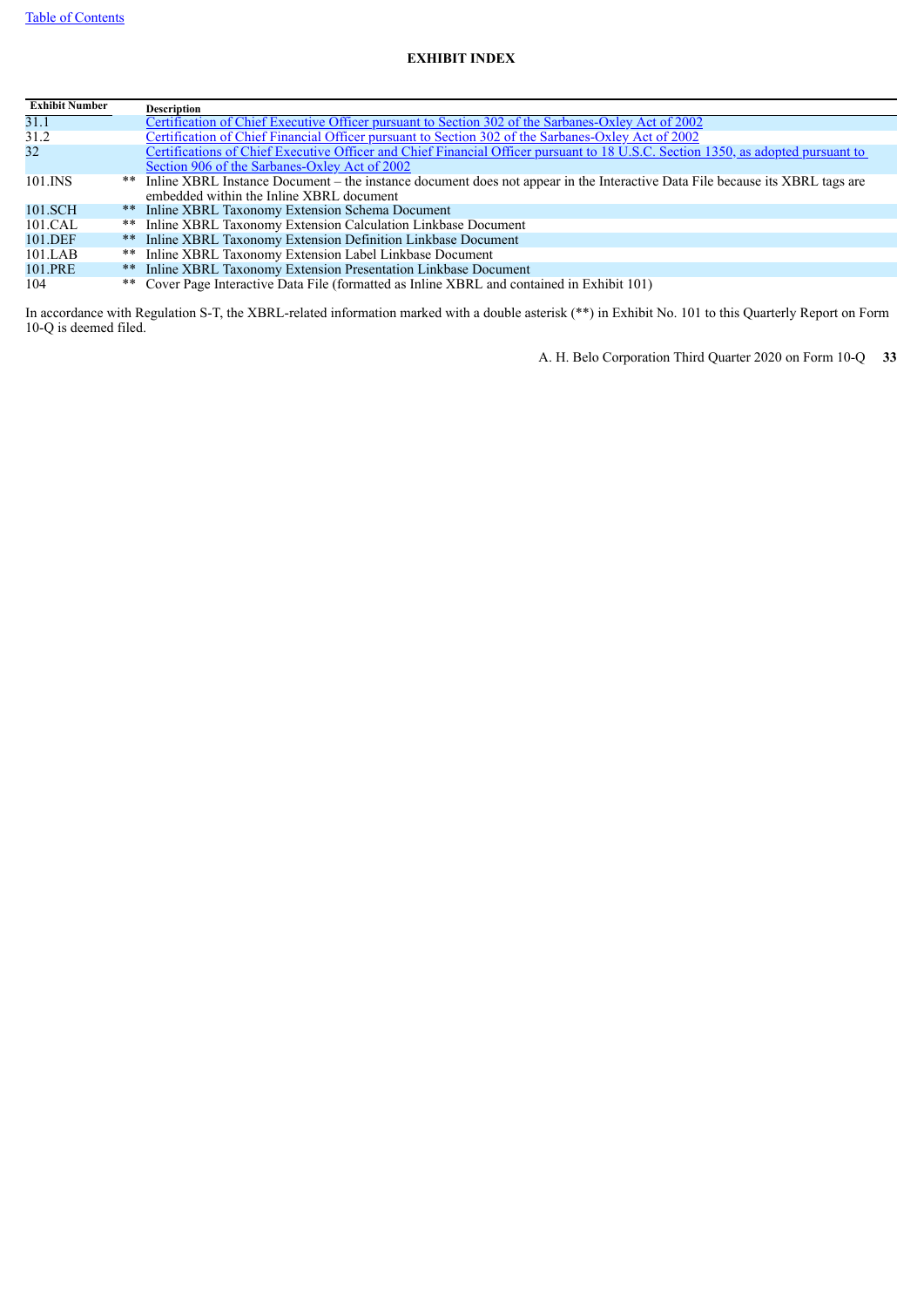## EXHIBIT INDEX

| Exhibit Number | | Description |
|---|---|---|
| 31.1 | | Certification of Chief Executive Officer pursuant to Section 302 of the Sarbanes-Oxley Act of 2002 |
| 31.2 | | Certification of Chief Financial Officer pursuant to Section 302 of the Sarbanes-Oxley Act of 2002 |
| 32 | | Certifications of Chief Executive Officer and Chief Financial Officer pursuant to 18 U.S.C. Section 1350, as adopted pursuant to Section 906 of the Sarbanes-Oxley Act of 2002 |
| 101.INS | ** | Inline XBRL Instance Document – the instance document does not appear in the Interactive Data File because its XBRL tags are embedded within the Inline XBRL document |
| 101.SCH | ** | Inline XBRL Taxonomy Extension Schema Document |
| 101.CAL | ** | Inline XBRL Taxonomy Extension Calculation Linkbase Document |
| 101.DEF | ** | Inline XBRL Taxonomy Extension Definition Linkbase Document |
| 101.LAB | ** | Inline XBRL Taxonomy Extension Label Linkbase Document |
| 101.PRE | ** | Inline XBRL Taxonomy Extension Presentation Linkbase Document |
| 104 | ** | Cover Page Interactive Data File (formatted as Inline XBRL and contained in Exhibit 101) |

In accordance with Regulation S-T, the XBRL-related information marked with a double asterisk (**) in Exhibit No. 101 to this Quarterly Report on Form 10-Q is deemed filed.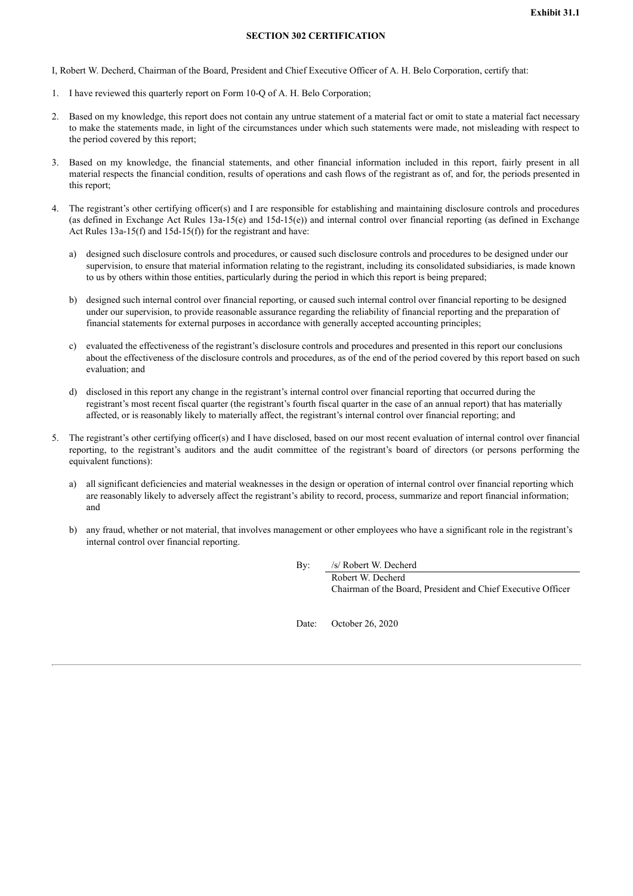**Exhibit 31.1**

**SECTION 302 CERTIFICATION**

I, Robert W. Decherd, Chairman of the Board, President and Chief Executive Officer of A. H. Belo Corporation, certify that:

1. I have reviewed this quarterly report on Form 10-Q of A. H. Belo Corporation;

2. Based on my knowledge, this report does not contain any untrue statement of a material fact or omit to state a material fact necessary to make the statements made, in light of the circumstances under which such statements were made, not misleading with respect to the period covered by this report;

3. Based on my knowledge, the financial statements, and other financial information included in this report, fairly present in all material respects the financial condition, results of operations and cash flows of the registrant as of, and for, the periods presented in this report;

4. The registrant's other certifying officer(s) and I are responsible for establishing and maintaining disclosure controls and procedures (as defined in Exchange Act Rules 13a-15(e) and 15d-15(e)) and internal control over financial reporting (as defined in Exchange Act Rules 13a-15(f) and 15d-15(f)) for the registrant and have:

   a) designed such disclosure controls and procedures, or caused such disclosure controls and procedures to be designed under our supervision, to ensure that material information relating to the registrant, including its consolidated subsidiaries, is made known to us by others within those entities, particularly during the period in which this report is being prepared;

   b) designed such internal control over financial reporting, or caused such internal control over financial reporting to be designed under our supervision, to provide reasonable assurance regarding the reliability of financial reporting and the preparation of financial statements for external purposes in accordance with generally accepted accounting principles;

   c) evaluated the effectiveness of the registrant's disclosure controls and procedures and presented in this report our conclusions about the effectiveness of the disclosure controls and procedures, as of the end of the period covered by this report based on such evaluation; and

   d) disclosed in this report any change in the registrant's internal control over financial reporting that occurred during the registrant's most recent fiscal quarter (the registrant's fourth fiscal quarter in the case of an annual report) that has materially affected, or is reasonably likely to materially affect, the registrant's internal control over financial reporting; and

5. The registrant's other certifying officer(s) and I have disclosed, based on our most recent evaluation of internal control over financial reporting, to the registrant's auditors and the audit committee of the registrant's board of directors (or persons performing the equivalent functions):

   a) all significant deficiencies and material weaknesses in the design or operation of internal control over financial reporting which are reasonably likely to adversely affect the registrant's ability to record, process, summarize and report financial information; and

   b) any fraud, whether or not material, that involves management or other employees who have a significant role in the registrant's internal control over financial reporting.

By: /s/ Robert W. Decherd
Robert W. Decherd
Chairman of the Board, President and Chief Executive Officer

Date: October 26, 2020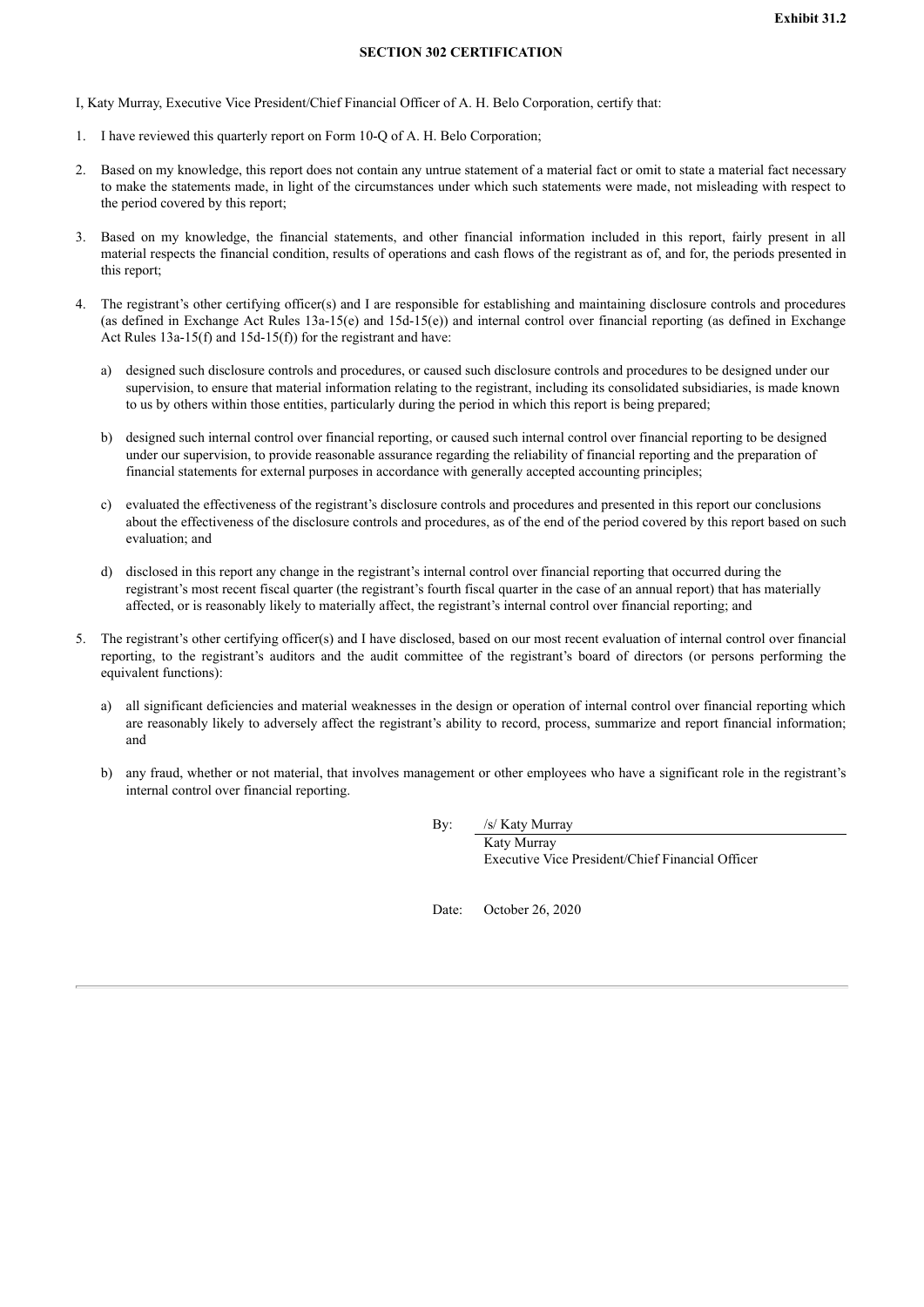**Exhibit 31.2**

**SECTION 302 CERTIFICATION**

I, Katy Murray, Executive Vice President/Chief Financial Officer of A. H. Belo Corporation, certify that:

1. I have reviewed this quarterly report on Form 10-Q of A. H. Belo Corporation;

2. Based on my knowledge, this report does not contain any untrue statement of a material fact or omit to state a material fact necessary to make the statements made, in light of the circumstances under which such statements were made, not misleading with respect to the period covered by this report;

3. Based on my knowledge, the financial statements, and other financial information included in this report, fairly present in all material respects the financial condition, results of operations and cash flows of the registrant as of, and for, the periods presented in this report;

4. The registrant's other certifying officer(s) and I are responsible for establishing and maintaining disclosure controls and procedures (as defined in Exchange Act Rules 13a-15(e) and 15d-15(e)) and internal control over financial reporting (as defined in Exchange Act Rules 13a-15(f) and 15d-15(f)) for the registrant and have:

   a) designed such disclosure controls and procedures, or caused such disclosure controls and procedures to be designed under our supervision, to ensure that material information relating to the registrant, including its consolidated subsidiaries, is made known to us by others within those entities, particularly during the period in which this report is being prepared;

   b) designed such internal control over financial reporting, or caused such internal control over financial reporting to be designed under our supervision, to provide reasonable assurance regarding the reliability of financial reporting and the preparation of financial statements for external purposes in accordance with generally accepted accounting principles;

   c) evaluated the effectiveness of the registrant's disclosure controls and procedures and presented in this report our conclusions about the effectiveness of the disclosure controls and procedures, as of the end of the period covered by this report based on such evaluation; and

   d) disclosed in this report any change in the registrant's internal control over financial reporting that occurred during the registrant's most recent fiscal quarter (the registrant's fourth fiscal quarter in the case of an annual report) that has materially affected, or is reasonably likely to materially affect, the registrant's internal control over financial reporting; and

5. The registrant's other certifying officer(s) and I have disclosed, based on our most recent evaluation of internal control over financial reporting, to the registrant's auditors and the audit committee of the registrant's board of directors (or persons performing the equivalent functions):

   a) all significant deficiencies and material weaknesses in the design or operation of internal control over financial reporting which are reasonably likely to adversely affect the registrant's ability to record, process, summarize and report financial information; and

   b) any fraud, whether or not material, that involves management or other employees who have a significant role in the registrant's internal control over financial reporting.

By: /s/ Katy Murray
Katy Murray
Executive Vice President/Chief Financial Officer

Date: October 26, 2020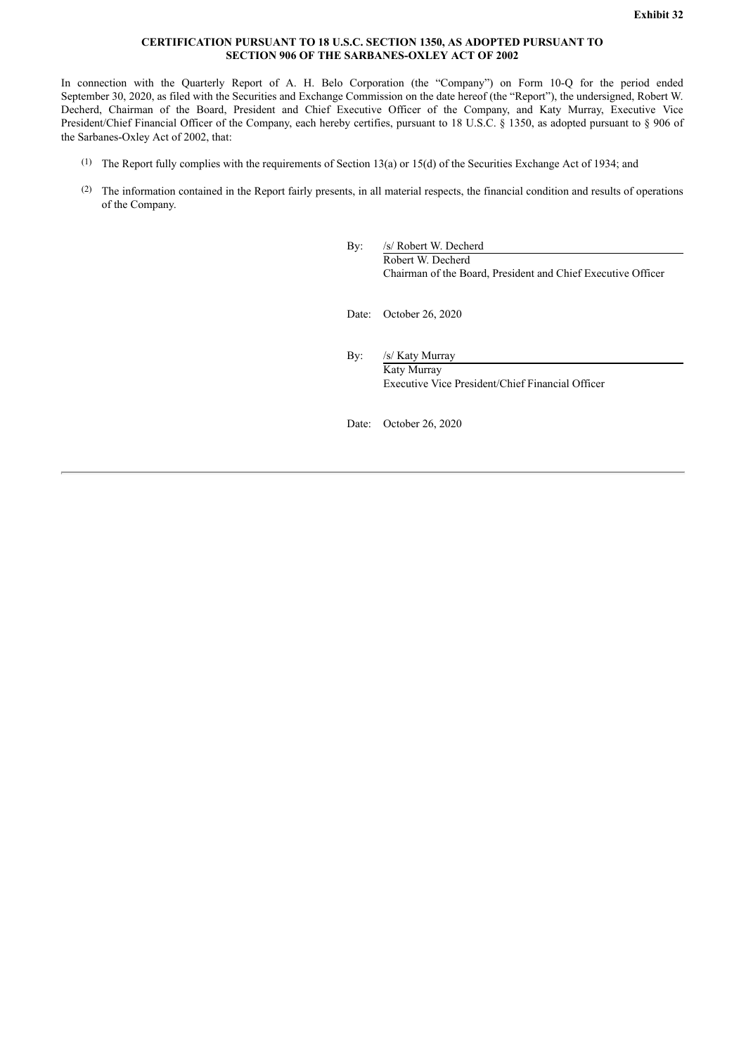**Exhibit 32**

**CERTIFICATION PURSUANT TO 18 U.S.C. SECTION 1350, AS ADOPTED PURSUANT TO SECTION 906 OF THE SARBANES-OXLEY ACT OF 2002**

In connection with the Quarterly Report of A. H. Belo Corporation (the “Company”) on Form 10-Q for the period ended September 30, 2020, as filed with the Securities and Exchange Commission on the date hereof (the “Report”), the undersigned, Robert W. Decherd, Chairman of the Board, President and Chief Executive Officer of the Company, and Katy Murray, Executive Vice President/Chief Financial Officer of the Company, each hereby certifies, pursuant to 18 U.S.C. § 1350, as adopted pursuant to § 906 of the Sarbanes-Oxley Act of 2002, that:

(1) The Report fully complies with the requirements of Section 13(a) or 15(d) of the Securities Exchange Act of 1934; and

(2) The information contained in the Report fairly presents, in all material respects, the financial condition and results of operations of the Company.

By: /s/ Robert W. Decherd
Robert W. Decherd
Chairman of the Board, President and Chief Executive Officer

Date: October 26, 2020

By: /s/ Katy Murray
Katy Murray
Executive Vice President/Chief Financial Officer

Date: October 26, 2020